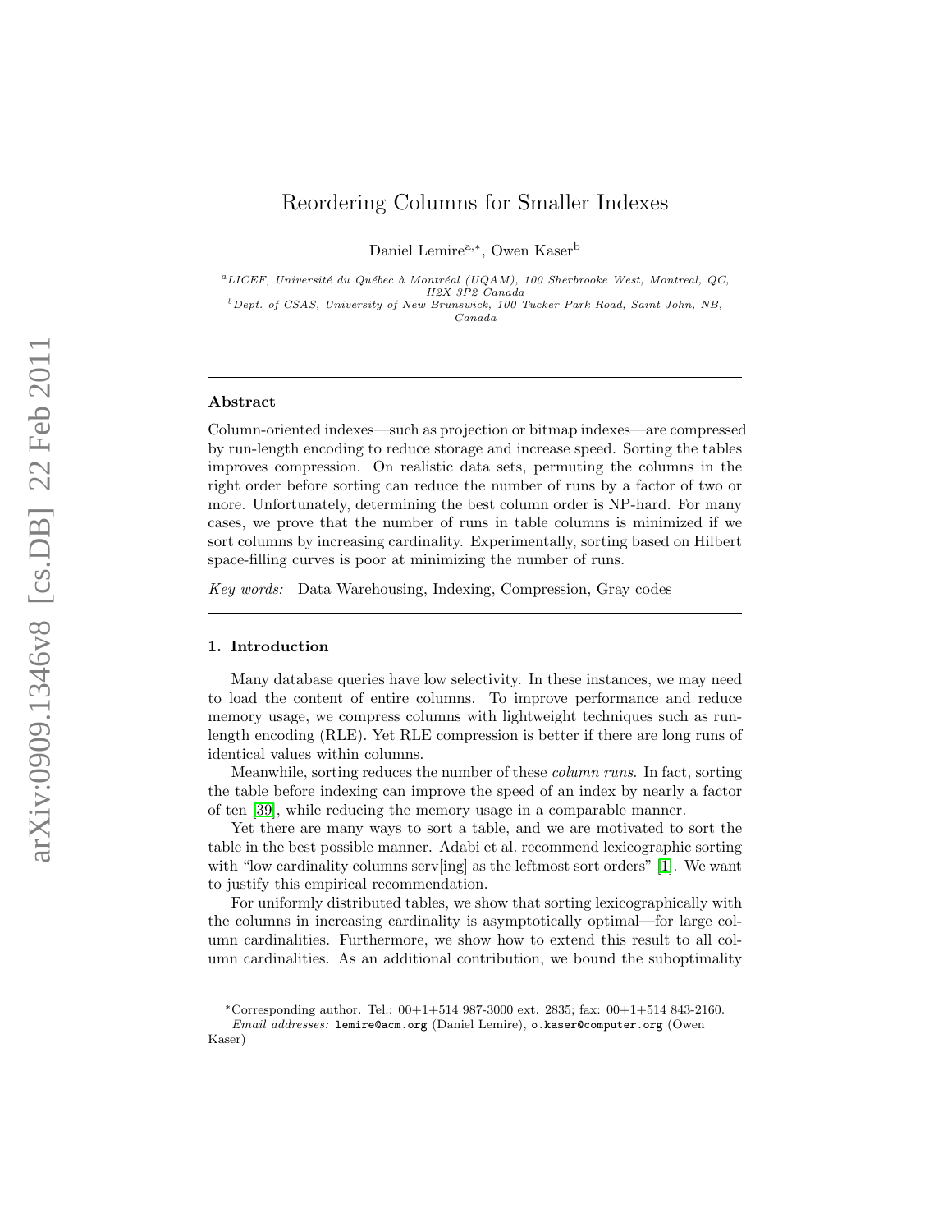# Reordering Columns for Smaller Indexes

Daniel Lemire[a,*], Owen Kaser[b]

[a] LICEF, Université du Québec à Montréal (UQAM), 100 Sherbrooke West, Montreal, QC, H2X 3P2 Canada

[b] Dept. of CSAS, University of New Brunswick, 100 Tucker Park Road, Saint John, NB, Canada

---

## Abstract

Column-oriented indexes—such as projection or bitmap indexes—are compressed by run-length encoding to reduce storage and increase speed. Sorting the tables improves compression. On realistic data sets, permuting the columns in the right order before sorting can reduce the number of runs by a factor of two or more. Unfortunately, determining the best column order is NP-hard. For many cases, we prove that the number of runs in table columns is minimized if we sort columns by increasing cardinality. Experimentally, sorting based on Hilbert space-filling curves is poor at minimizing the number of runs.

*Key words:* Data Warehousing, Indexing, Compression, Gray codes

---

## 1. Introduction

Many database queries have low selectivity. In these instances, we may need to load the content of entire columns. To improve performance and reduce memory usage, we compress columns with lightweight techniques such as run-length encoding (RLE). Yet RLE compression is better if there are long runs of identical values within columns.

Meanwhile, sorting reduces the number of these *column runs*. In fact, sorting the table before indexing can improve the speed of an index by nearly a factor of ten [39], while reducing the memory usage in a comparable manner.

Yet there are many ways to sort a table, and we are motivated to sort the table in the best possible manner. Adabi et al. recommend lexicographic sorting with "low cardinality columns serv[ing] as the leftmost sort orders" [1]. We want to justify this empirical recommendation.

For uniformly distributed tables, we show that sorting lexicographically with the columns in increasing cardinality is asymptotically optimal—for large column cardinalities. Furthermore, we show how to extend this result to all column cardinalities. As an additional contribution, we bound the suboptimality

*Corresponding author. Tel.: 00+1+514 987-3000 ext. 2835; fax: 00+1+514 843-2160.

*Email addresses:* lemire@acm.org (Daniel Lemire), o.kaser@computer.org (Owen Kaser)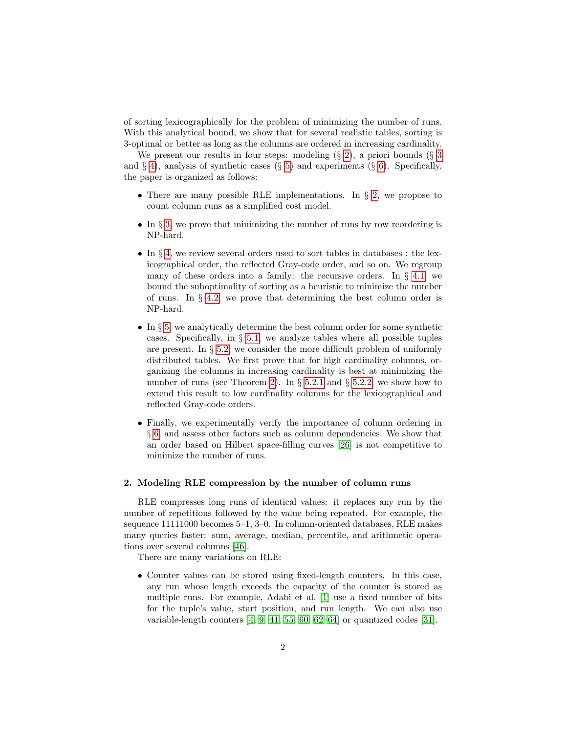of sorting lexicographically for the problem of minimizing the number of runs. With this analytical bound, we show that for several realistic tables, sorting is 3-optimal or better as long as the columns are ordered in increasing cardinality.

We present our results in four steps: modeling (§ 2), a priori bounds (§ 3 and § 4), analysis of synthetic cases (§ 5) and experiments (§ 6). Specifically, the paper is organized as follows:

- There are many possible RLE implementations. In § 2, we propose to count column runs as a simplified cost model.
- In § 3, we prove that minimizing the number of runs by row reordering is NP-hard.
- In § 4, we review several orders used to sort tables in databases : the lexicographical order, the reflected Gray-code order, and so on. We regroup many of these orders into a family: the recursive orders. In § 4.1, we bound the suboptimality of sorting as a heuristic to minimize the number of runs. In § 4.2, we prove that determining the best column order is NP-hard.
- In § 5, we analytically determine the best column order for some synthetic cases. Specifically, in § 5.1, we analyze tables where all possible tuples are present. In § 5.2, we consider the more difficult problem of uniformly distributed tables. We first prove that for high cardinality columns, organizing the columns in increasing cardinality is best at minimizing the number of runs (see Theorem 2). In § 5.2.1 and § 5.2.2, we show how to extend this result to low cardinality columns for the lexicographical and reflected Gray-code orders.
- Finally, we experimentally verify the importance of column ordering in § 6, and assess other factors such as column dependencies. We show that an order based on Hilbert space-filling curves [26] is not competitive to minimize the number of runs.

## 2. Modeling RLE compression by the number of column runs

RLE compresses long runs of identical values: it replaces any run by the number of repetitions followed by the value being repeated. For example, the sequence 11111000 becomes 5–1, 3–0. In column-oriented databases, RLE makes many queries faster: sum, average, median, percentile, and arithmetic operations over several columns [46].

There are many variations on RLE:

- Counter values can be stored using fixed-length counters. In this case, any run whose length exceeds the capacity of the counter is stored as multiple runs. For example, Adabi et al. [1] use a fixed number of bits for the tuple's value, start position, and run length. We can also use variable-length counters [4, 9, 41, 55, 60, 62–64] or quantized codes [31].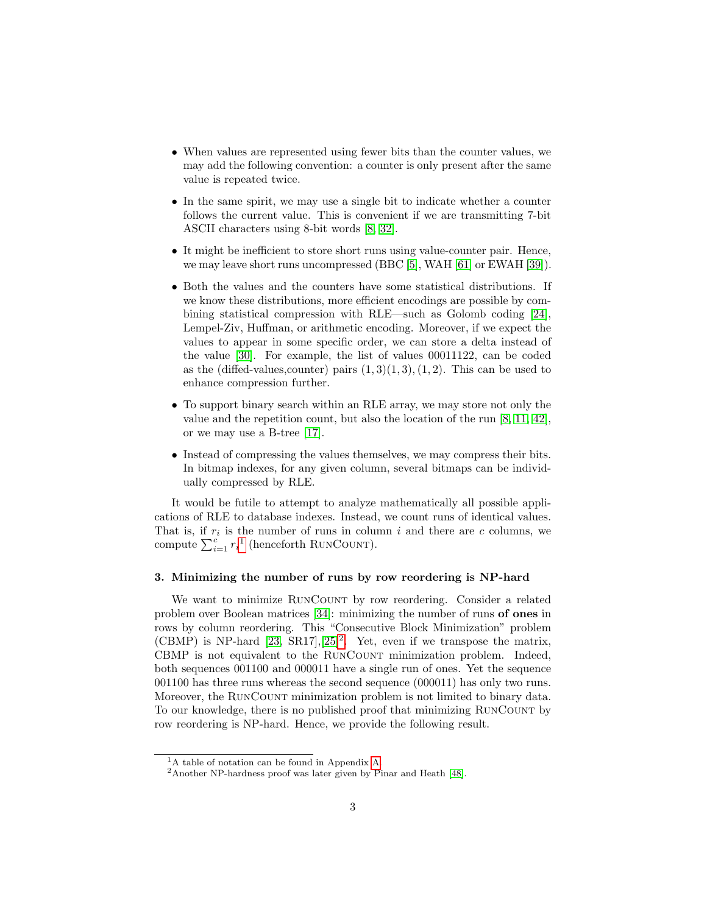- When values are represented using fewer bits than the counter values, we may add the following convention: a counter is only present after the same value is repeated twice.
- In the same spirit, we may use a single bit to indicate whether a counter follows the current value. This is convenient if we are transmitting 7-bit ASCII characters using 8-bit words [8, 32].
- It might be inefficient to store short runs using value-counter pair. Hence, we may leave short runs uncompressed (BBC [5], WAH [61] or EWAH [39]).
- Both the values and the counters have some statistical distributions. If we know these distributions, more efficient encodings are possible by combining statistical compression with RLE—such as Golomb coding [24], Lempel-Ziv, Huffman, or arithmetic encoding. Moreover, if we expect the values to appear in some specific order, we can store a delta instead of the value [30]. For example, the list of values 00011122, can be coded as the (diffed-values,counter) pairs $(1, 3)(1, 3), (1, 2)$. This can be used to enhance compression further.
- To support binary search within an RLE array, we may store not only the value and the repetition count, but also the location of the run [8, 11, 42], or we may use a B-tree [17].
- Instead of compressing the values themselves, we may compress their bits. In bitmap indexes, for any given column, several bitmaps can be individually compressed by RLE.

It would be futile to attempt to analyze mathematically all possible applications of RLE to database indexes. Instead, we count runs of identical values. That is, if $r_i$ is the number of runs in column $i$ and there are $c$ columns, we compute $\sum_{i=1}^{c} r_i$[1] (henceforth RunCount).

### 3. Minimizing the number of runs by row reordering is NP-hard

We want to minimize RunCount by row reordering. Consider a related problem over Boolean matrices [34]: minimizing the number of runs **of ones** in rows by column reordering. This "Consecutive Block Minimization" problem (CBMP) is NP-hard [23, SR17],[25][2]. Yet, even if we transpose the matrix, CBMP is not equivalent to the RunCount minimization problem. Indeed, both sequences 001100 and 000011 have a single run of ones. Yet the sequence 001100 has three runs whereas the second sequence (000011) has only two runs. Moreover, the RunCount minimization problem is not limited to binary data. To our knowledge, there is no published proof that minimizing RunCount by row reordering is NP-hard. Hence, we provide the following result.

[1] A table of notation can be found in Appendix A.

[2] Another NP-hardness proof was later given by Pinar and Heath [48].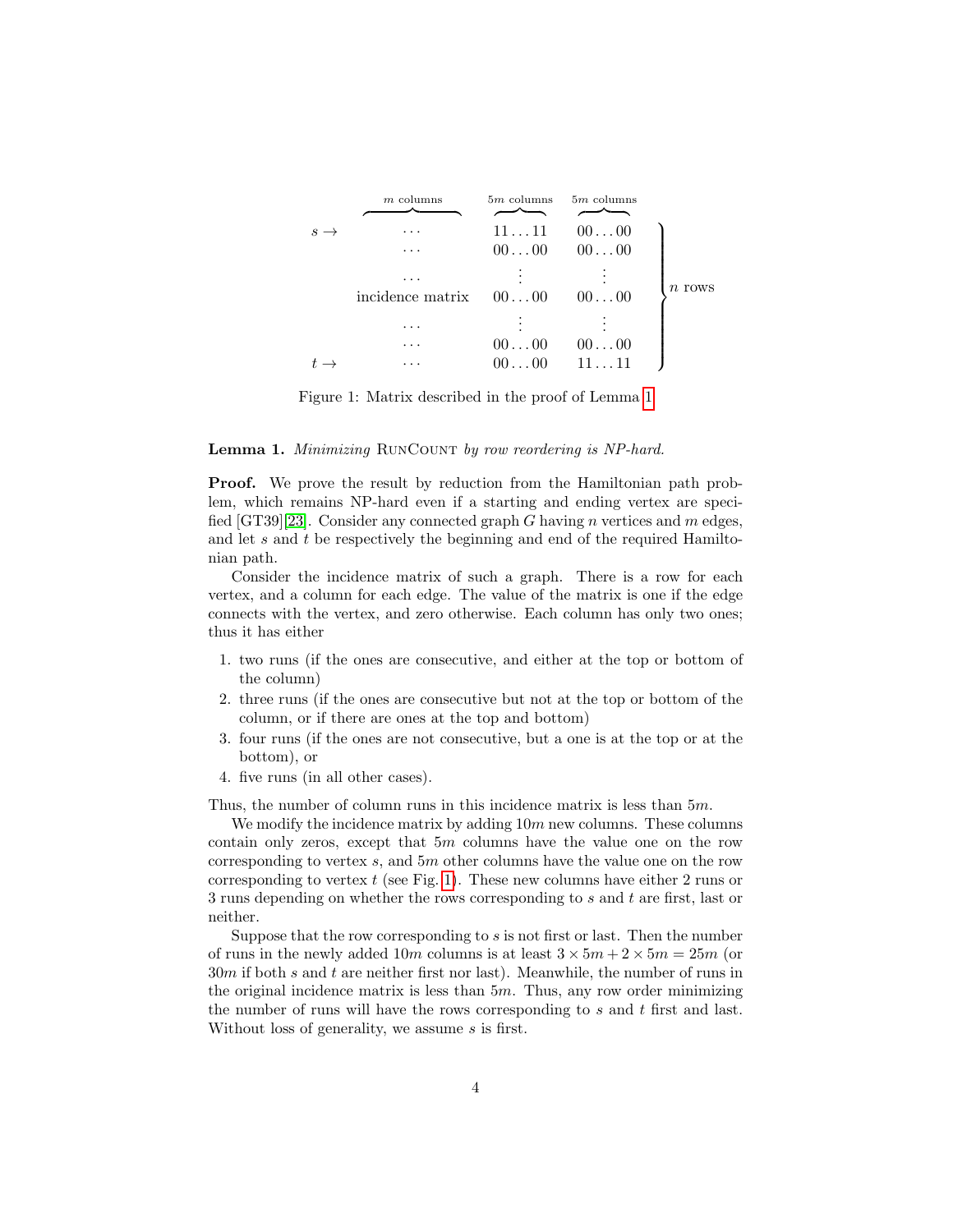|  | $m$ columns | $5m$ columns | $5m$ columns |  |
|---|---|---|---|---|
| $s \rightarrow$ | $\cdots$ | $11\ldots11$ | $00\ldots00$ | $n$ rows |
|  | $\cdots$ | $00\ldots00$ | $00\ldots00$ |  |
|  | $\cdots$ | $\vdots$ | $\vdots$ |  |
|  | incidence matrix | $00\ldots00$ | $00\ldots00$ |  |
|  | $\cdots$ | $\vdots$ | $\vdots$ |  |
|  | $\cdots$ | $00\ldots00$ | $00\ldots00$ |  |
| $t \rightarrow$ | $\cdots$ | $00\ldots00$ | $11\ldots11$ |  |

Figure 1: Matrix described in the proof of Lemma 1

**Lemma 1.** *Minimizing* RunCount *by row reordering is NP-hard.*

**Proof.** We prove the result by reduction from the Hamiltonian path problem, which remains NP-hard even if a starting and ending vertex are specified [GT39][23]. Consider any connected graph $G$ having $n$ vertices and $m$ edges, and let $s$ and $t$ be respectively the beginning and end of the required Hamiltonian path.

Consider the incidence matrix of such a graph. There is a row for each vertex, and a column for each edge. The value of the matrix is one if the edge connects with the vertex, and zero otherwise. Each column has only two ones; thus it has either

1. two runs (if the ones are consecutive, and either at the top or bottom of the column)
2. three runs (if the ones are consecutive but not at the top or bottom of the column, or if there are ones at the top and bottom)
3. four runs (if the ones are not consecutive, but a one is at the top or at the bottom), or
4. five runs (in all other cases).

Thus, the number of column runs in this incidence matrix is less than $5m$.

We modify the incidence matrix by adding $10m$ new columns. These columns contain only zeros, except that $5m$ columns have the value one on the row corresponding to vertex $s$, and $5m$ other columns have the value one on the row corresponding to vertex $t$ (see Fig. 1). These new columns have either 2 runs or 3 runs depending on whether the rows corresponding to $s$ and $t$ are first, last or neither.

Suppose that the row corresponding to $s$ is not first or last. Then the number of runs in the newly added $10m$ columns is at least $3 \times 5m + 2 \times 5m = 25m$ (or $30m$ if both $s$ and $t$ are neither first nor last). Meanwhile, the number of runs in the original incidence matrix is less than $5m$. Thus, any row order minimizing the number of runs will have the rows corresponding to $s$ and $t$ first and last. Without loss of generality, we assume $s$ is first.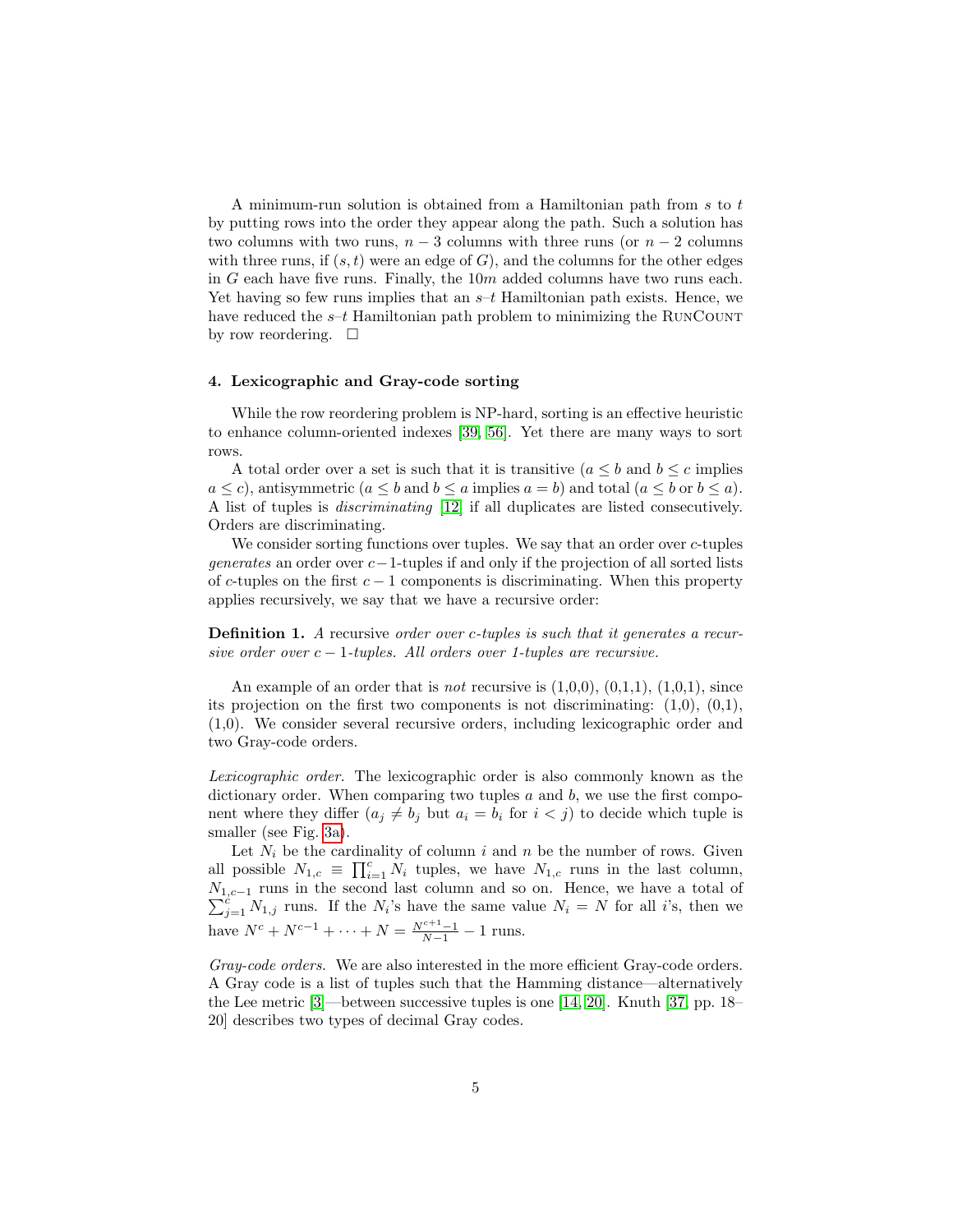A minimum-run solution is obtained from a Hamiltonian path from $s$ to $t$ by putting rows into the order they appear along the path. Such a solution has two columns with two runs, $n-3$ columns with three runs (or $n-2$ columns with three runs, if $(s,t)$ were an edge of $G$), and the columns for the other edges in $G$ each have five runs. Finally, the $10m$ added columns have two runs each. Yet having so few runs implies that an $s$–$t$ Hamiltonian path exists. Hence, we have reduced the $s$–$t$ Hamiltonian path problem to minimizing the RunCount by row reordering. □

### 4. Lexicographic and Gray-code sorting

While the row reordering problem is NP-hard, sorting is an effective heuristic to enhance column-oriented indexes [39, 56]. Yet there are many ways to sort rows.

A total order over a set is such that it is transitive ($a \leq b$ and $b \leq c$ implies $a \leq c$), antisymmetric ($a \leq b$ and $b \leq a$ implies $a = b$) and total ($a \leq b$ or $b \leq a$). A list of tuples is *discriminating* [12] if all duplicates are listed consecutively. Orders are discriminating.

We consider sorting functions over tuples. We say that an order over $c$-tuples *generates* an order over $c-1$-tuples if and only if the projection of all sorted lists of $c$-tuples on the first $c-1$ components is discriminating. When this property applies recursively, we say that we have a recursive order:

**Definition 1.** *A* recursive *order over c-tuples is such that it generates a recursive order over $c-1$-tuples. All orders over 1-tuples are recursive.*

An example of an order that is *not* recursive is (1,0,0), (0,1,1), (1,0,1), since its projection on the first two components is not discriminating: (1,0), (0,1), (1,0). We consider several recursive orders, including lexicographic order and two Gray-code orders.

*Lexicographic order.* The lexicographic order is also commonly known as the dictionary order. When comparing two tuples $a$ and $b$, we use the first component where they differ ($a_j \neq b_j$ but $a_i = b_i$ for $i < j$) to decide which tuple is smaller (see Fig. 3a).

Let $N_i$ be the cardinality of column $i$ and $n$ be the number of rows. Given all possible $N_{1,c} \equiv \prod_{i=1}^{c} N_i$ tuples, we have $N_{1,c}$ runs in the last column, $N_{1,c-1}$ runs in the second last column and so on. Hence, we have a total of $\sum_{j=1}^{c} N_{1,j}$ runs. If the $N_i$'s have the same value $N_i = N$ for all $i$'s, then we have $N^c + N^{c-1} + \cdots + N = \frac{N^{c+1}-1}{N-1} - 1$ runs.

*Gray-code orders.* We are also interested in the more efficient Gray-code orders. A Gray code is a list of tuples such that the Hamming distance—alternatively the Lee metric [3]—between successive tuples is one [14, 20]. Knuth [37, pp. 18–20] describes two types of decimal Gray codes.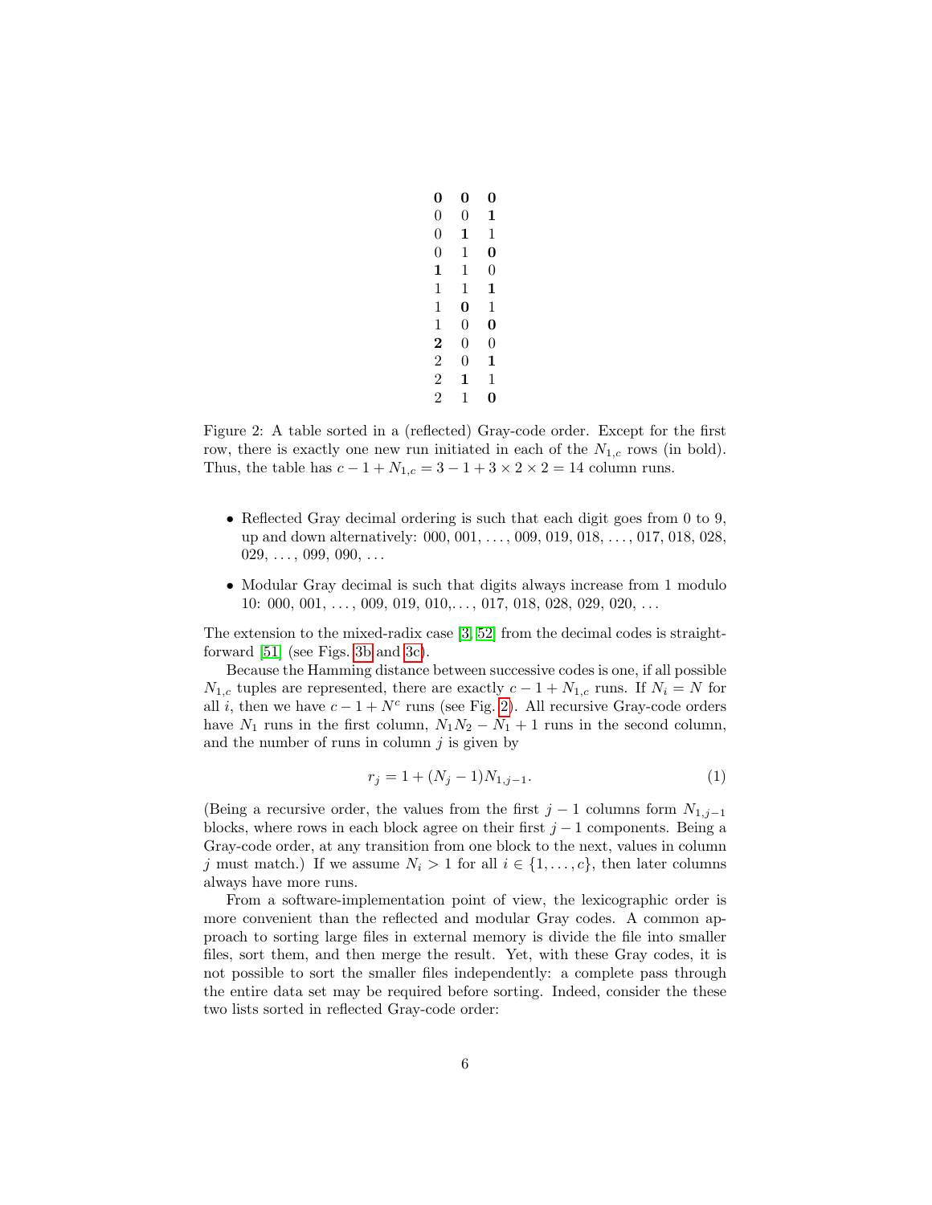| | | |
|---|---|---|
| **0** | **0** | **0** |
| 0 | 0 | **1** |
| 0 | **1** | 1 |
| 0 | 1 | **0** |
| **1** | 1 | 0 |
| 1 | 1 | **1** |
| 1 | **0** | 1 |
| 1 | 0 | **0** |
| **2** | 0 | 0 |
| 2 | 0 | **1** |
| 2 | **1** | 1 |
| 2 | 1 | **0** |

Figure 2: A table sorted in a (reflected) Gray-code order. Except for the first row, there is exactly one new run initiated in each of the $N_{1,c}$ rows (in bold). Thus, the table has $c - 1 + N_{1,c} = 3 - 1 + 3 \times 2 \times 2 = 14$ column runs.

- Reflected Gray decimal ordering is such that each digit goes from 0 to 9, up and down alternatively: 000, 001, ..., 009, 019, 018, ..., 017, 018, 028, 029, ..., 099, 090, ...
- Modular Gray decimal is such that digits always increase from 1 modulo 10: 000, 001, ..., 009, 019, 010,..., 017, 018, 028, 029, 020, ...

The extension to the mixed-radix case [3, 52] from the decimal codes is straightforward [51] (see Figs. 3b and 3c).

Because the Hamming distance between successive codes is one, if all possible $N_{1,c}$ tuples are represented, there are exactly $c - 1 + N_{1,c}$ runs. If $N_i = N$ for all $i$, then we have $c - 1 + N^c$ runs (see Fig. 2). All recursive Gray-code orders have $N_1$ runs in the first column, $N_1 N_2 - N_1 + 1$ runs in the second column, and the number of runs in column $j$ is given by

$$r_j = 1 + (N_j - 1)N_{1,j-1}. \tag{1}$$

(Being a recursive order, the values from the first $j - 1$ columns form $N_{1,j-1}$ blocks, where rows in each block agree on their first $j - 1$ components. Being a Gray-code order, at any transition from one block to the next, values in column $j$ must match.) If we assume $N_i > 1$ for all $i \in \{1, \ldots, c\}$, then later columns always have more runs.

From a software-implementation point of view, the lexicographic order is more convenient than the reflected and modular Gray codes. A common approach to sorting large files in external memory is divide the file into smaller files, sort them, and then merge the result. Yet, with these Gray codes, it is not possible to sort the smaller files independently: a complete pass through the entire data set may be required before sorting. Indeed, consider the these two lists sorted in reflected Gray-code order: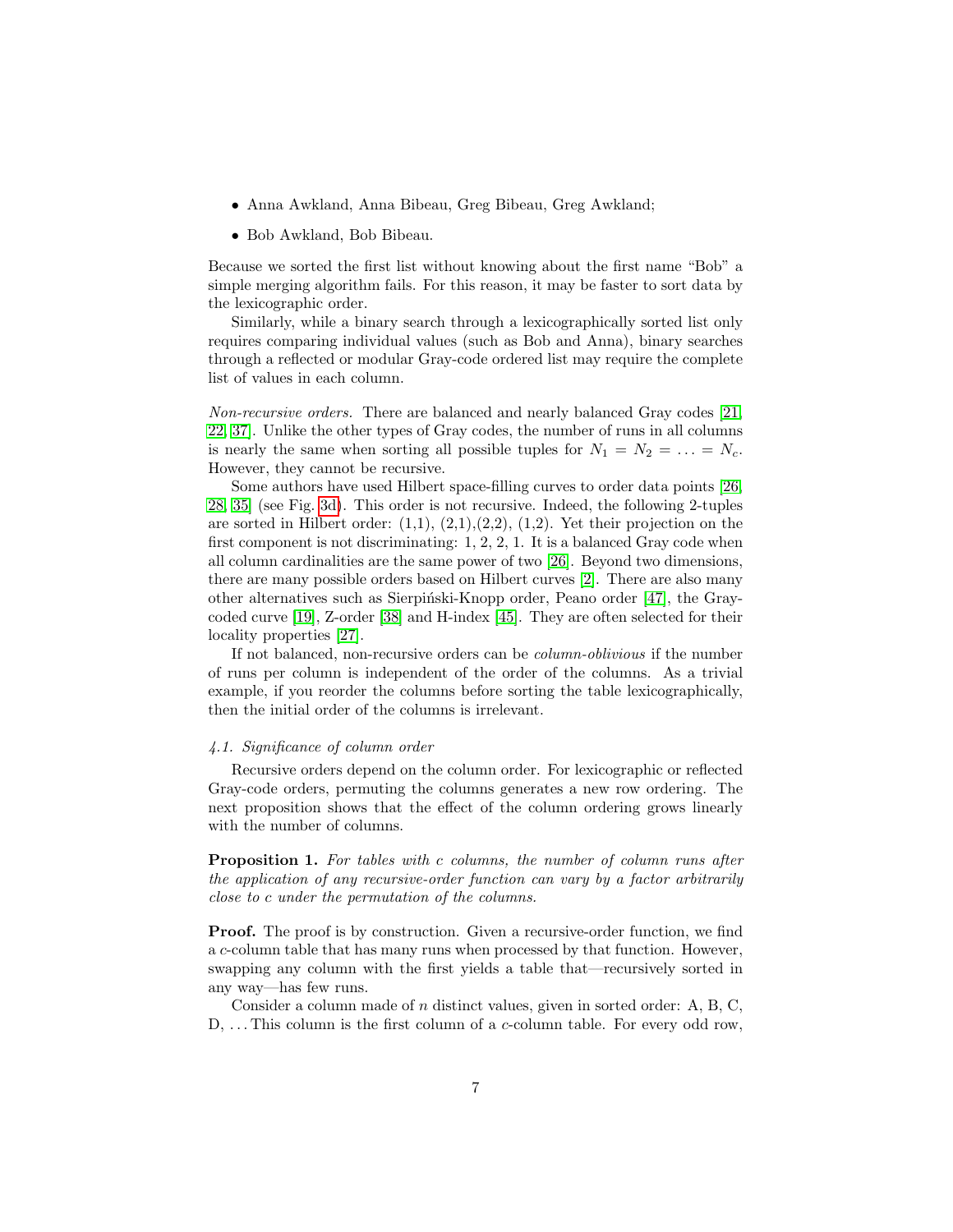- Anna Awkland, Anna Bibeau, Greg Bibeau, Greg Awkland;
- Bob Awkland, Bob Bibeau.

Because we sorted the first list without knowing about the first name "Bob" a simple merging algorithm fails. For this reason, it may be faster to sort data by the lexicographic order.

Similarly, while a binary search through a lexicographically sorted list only requires comparing individual values (such as Bob and Anna), binary searches through a reflected or modular Gray-code ordered list may require the complete list of values in each column.

*Non-recursive orders.* There are balanced and nearly balanced Gray codes [21, 22, 37]. Unlike the other types of Gray codes, the number of runs in all columns is nearly the same when sorting all possible tuples for $N_1 = N_2 = \ldots = N_c$. However, they cannot be recursive.

Some authors have used Hilbert space-filling curves to order data points [26, 28, 35] (see Fig. 3d). This order is not recursive. Indeed, the following 2-tuples are sorted in Hilbert order: (1,1), (2,1),(2,2), (1,2). Yet their projection on the first component is not discriminating: 1, 2, 2, 1. It is a balanced Gray code when all column cardinalities are the same power of two [26]. Beyond two dimensions, there are many possible orders based on Hilbert curves [2]. There are also many other alternatives such as Sierpiński-Knopp order, Peano order [47], the Gray-coded curve [19], Z-order [38] and H-index [45]. They are often selected for their locality properties [27].

If not balanced, non-recursive orders can be *column-oblivious* if the number of runs per column is independent of the order of the columns. As a trivial example, if you reorder the columns before sorting the table lexicographically, then the initial order of the columns is irrelevant.

### *4.1. Significance of column order*

Recursive orders depend on the column order. For lexicographic or reflected Gray-code orders, permuting the columns generates a new row ordering. The next proposition shows that the effect of the column ordering grows linearly with the number of columns.

**Proposition 1.** *For tables with $c$ columns, the number of column runs after the application of any recursive-order function can vary by a factor arbitrarily close to $c$ under the permutation of the columns.*

**Proof.** The proof is by construction. Given a recursive-order function, we find a $c$-column table that has many runs when processed by that function. However, swapping any column with the first yields a table that—recursively sorted in any way—has few runs.

Consider a column made of $n$ distinct values, given in sorted order: A, B, C, D, ... This column is the first column of a $c$-column table. For every odd row,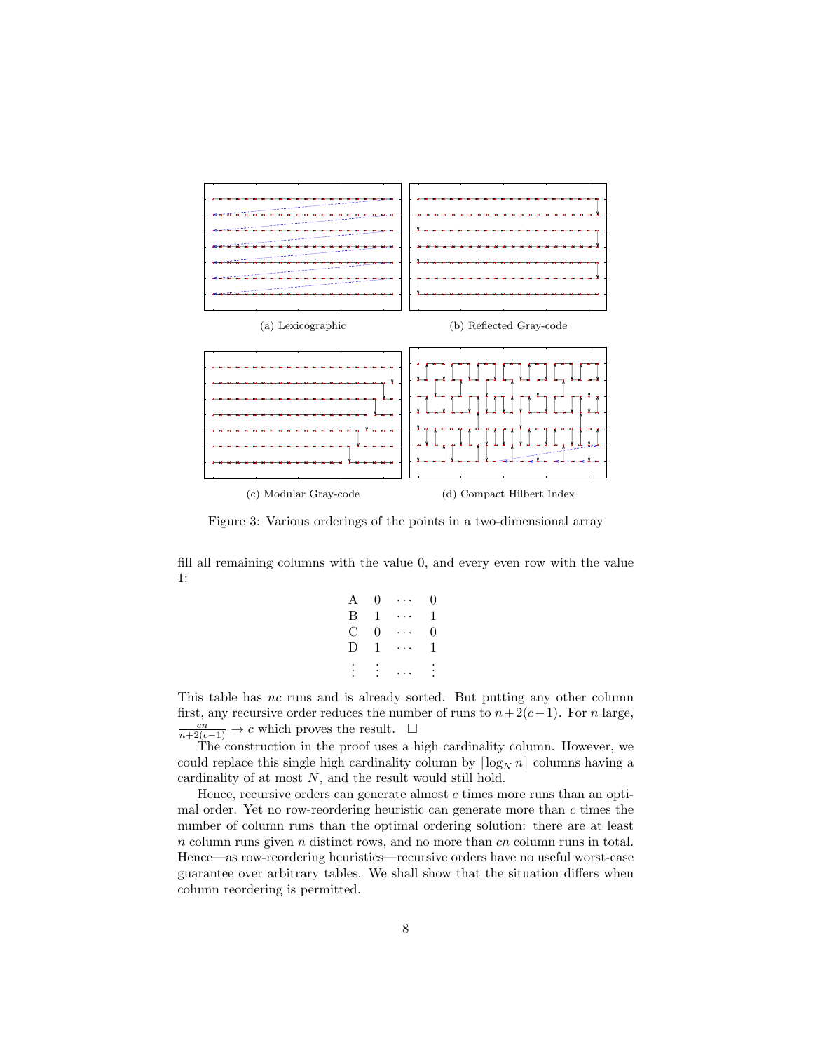(a) Lexicographic

(b) Reflected Gray-code

(c) Modular Gray-code

(d) Compact Hilbert Index

Figure 3: Various orderings of the points in a two-dimensional array

fill all remaining columns with the value 0, and every even row with the value 1:

| | | | |
|---|---|---|---|
| A | 0 | ⋯ | 0 |
| B | 1 | ⋯ | 1 |
| C | 0 | ⋯ | 0 |
| D | 1 | ⋯ | 1 |
| ⋮ | ⋮ | … | ⋮ |

This table has $nc$ runs and is already sorted. But putting any other column first, any recursive order reduces the number of runs to $n+2(c-1)$. For $n$ large, $\frac{cn}{n+2(c-1)} \to c$ which proves the result. □

The construction in the proof uses a high cardinality column. However, we could replace this single high cardinality column by $\lceil \log_N n \rceil$ columns having a cardinality of at most $N$, and the result would still hold.

Hence, recursive orders can generate almost $c$ times more runs than an optimal order. Yet no row-reordering heuristic can generate more than $c$ times the number of column runs than the optimal ordering solution: there are at least $n$ column runs given $n$ distinct rows, and no more than $cn$ column runs in total. Hence—as row-reordering heuristics—recursive orders have no useful worst-case guarantee over arbitrary tables. We shall show that the situation differs when column reordering is permitted.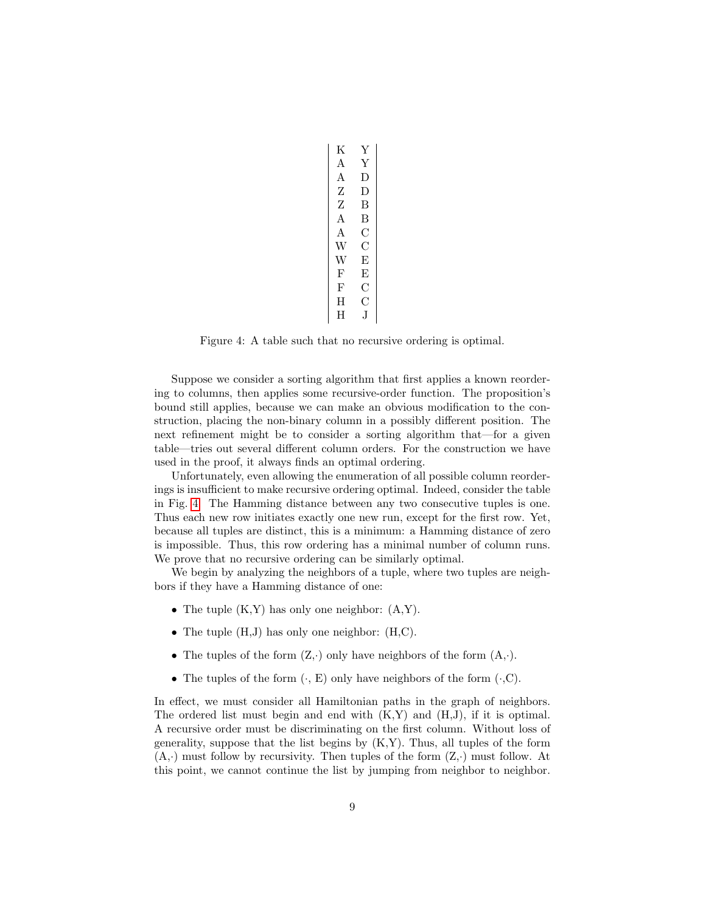| | |
|---|---|
| K | Y |
| A | Y |
| A | D |
| Z | D |
| Z | B |
| A | B |
| A | C |
| W | C |
| W | E |
| F | E |
| F | C |
| H | C |
| H | J |

Figure 4: A table such that no recursive ordering is optimal.

Suppose we consider a sorting algorithm that first applies a known reordering to columns, then applies some recursive-order function. The proposition's bound still applies, because we can make an obvious modification to the construction, placing the non-binary column in a possibly different position. The next refinement might be to consider a sorting algorithm that—for a given table—tries out several different column orders. For the construction we have used in the proof, it always finds an optimal ordering.

Unfortunately, even allowing the enumeration of all possible column reorderings is insufficient to make recursive ordering optimal. Indeed, consider the table in Fig. 4. The Hamming distance between any two consecutive tuples is one. Thus each new row initiates exactly one new run, except for the first row. Yet, because all tuples are distinct, this is a minimum: a Hamming distance of zero is impossible. Thus, this row ordering has a minimal number of column runs. We prove that no recursive ordering can be similarly optimal.

We begin by analyzing the neighbors of a tuple, where two tuples are neighbors if they have a Hamming distance of one:

- The tuple (K,Y) has only one neighbor: (A,Y).
- The tuple (H,J) has only one neighbor: (H,C).
- The tuples of the form (Z,·) only have neighbors of the form (A,·).
- The tuples of the form (·, E) only have neighbors of the form (·,C).

In effect, we must consider all Hamiltonian paths in the graph of neighbors. The ordered list must begin and end with (K,Y) and (H,J), if it is optimal. A recursive order must be discriminating on the first column. Without loss of generality, suppose that the list begins by (K,Y). Thus, all tuples of the form (A,·) must follow by recursivity. Then tuples of the form (Z,·) must follow. At this point, we cannot continue the list by jumping from neighbor to neighbor.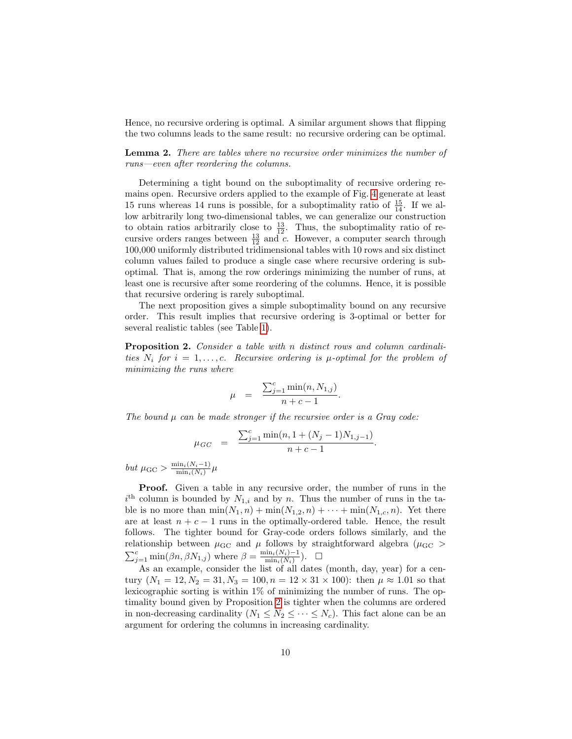Hence, no recursive ordering is optimal. A similar argument shows that flipping the two columns leads to the same result: no recursive ordering can be optimal.

**Lemma 2.** *There are tables where no recursive order minimizes the number of runs—even after reordering the columns.*

Determining a tight bound on the suboptimality of recursive ordering remains open. Recursive orders applied to the example of Fig. 4 generate at least 15 runs whereas 14 runs is possible, for a suboptimality ratio of $\frac{15}{14}$. If we allow arbitrarily long two-dimensional tables, we can generalize our construction to obtain ratios arbitrarily close to $\frac{13}{12}$. Thus, the suboptimality ratio of recursive orders ranges between $\frac{13}{12}$ and $c$. However, a computer search through 100,000 uniformly distributed tridimensional tables with 10 rows and six distinct column values failed to produce a single case where recursive ordering is suboptimal. That is, among the row orderings minimizing the number of runs, at least one is recursive after some reordering of the columns. Hence, it is possible that recursive ordering is rarely suboptimal.

The next proposition gives a simple suboptimality bound on any recursive order. This result implies that recursive ordering is 3-optimal or better for several realistic tables (see Table 1).

**Proposition 2.** *Consider a table with $n$ distinct rows and column cardinalities $N_i$ for $i = 1, \ldots, c$. Recursive ordering is $\mu$-optimal for the problem of minimizing the runs where*

$$\mu = \frac{\sum_{j=1}^{c} \min(n, N_{1,j})}{n + c - 1}.$$

*The bound $\mu$ can be made stronger if the recursive order is a Gray code:*

$$\mu_{GC} = \frac{\sum_{j=1}^{c} \min(n, 1 + (N_j - 1)N_{1,j-1})}{n + c - 1}.$$

*but $\mu_{\mathrm{GC}} > \frac{\min_i(N_i - 1)}{\min_i(N_i)} \mu$*

**Proof.** Given a table in any recursive order, the number of runs in the $i^{\mathrm{th}}$ column is bounded by $N_{1,i}$ and by $n$. Thus the number of runs in the table is no more than $\min(N_1, n) + \min(N_{1,2}, n) + \cdots + \min(N_{1,c}, n)$. Yet there are at least $n + c - 1$ runs in the optimally-ordered table. Hence, the result follows. The tighter bound for Gray-code orders follows similarly, and the relationship between $\mu_{\mathrm{GC}}$ and $\mu$ follows by straightforward algebra ($\mu_{\mathrm{GC}} > \sum_{j=1}^{c} \min(\beta n, \beta N_{1,j})$ where $\beta = \frac{\min_i(N_i) - 1}{\min_i(N_i)}$). $\square$

As an example, consider the list of all dates (month, day, year) for a century ($N_1 = 12, N_2 = 31, N_3 = 100, n = 12 \times 31 \times 100$): then $\mu \approx 1.01$ so that lexicographic sorting is within 1% of minimizing the number of runs. The optimality bound given by Proposition 2 is tighter when the columns are ordered in non-decreasing cardinality ($N_1 \leq N_2 \leq \cdots \leq N_c$). This fact alone can be an argument for ordering the columns in increasing cardinality.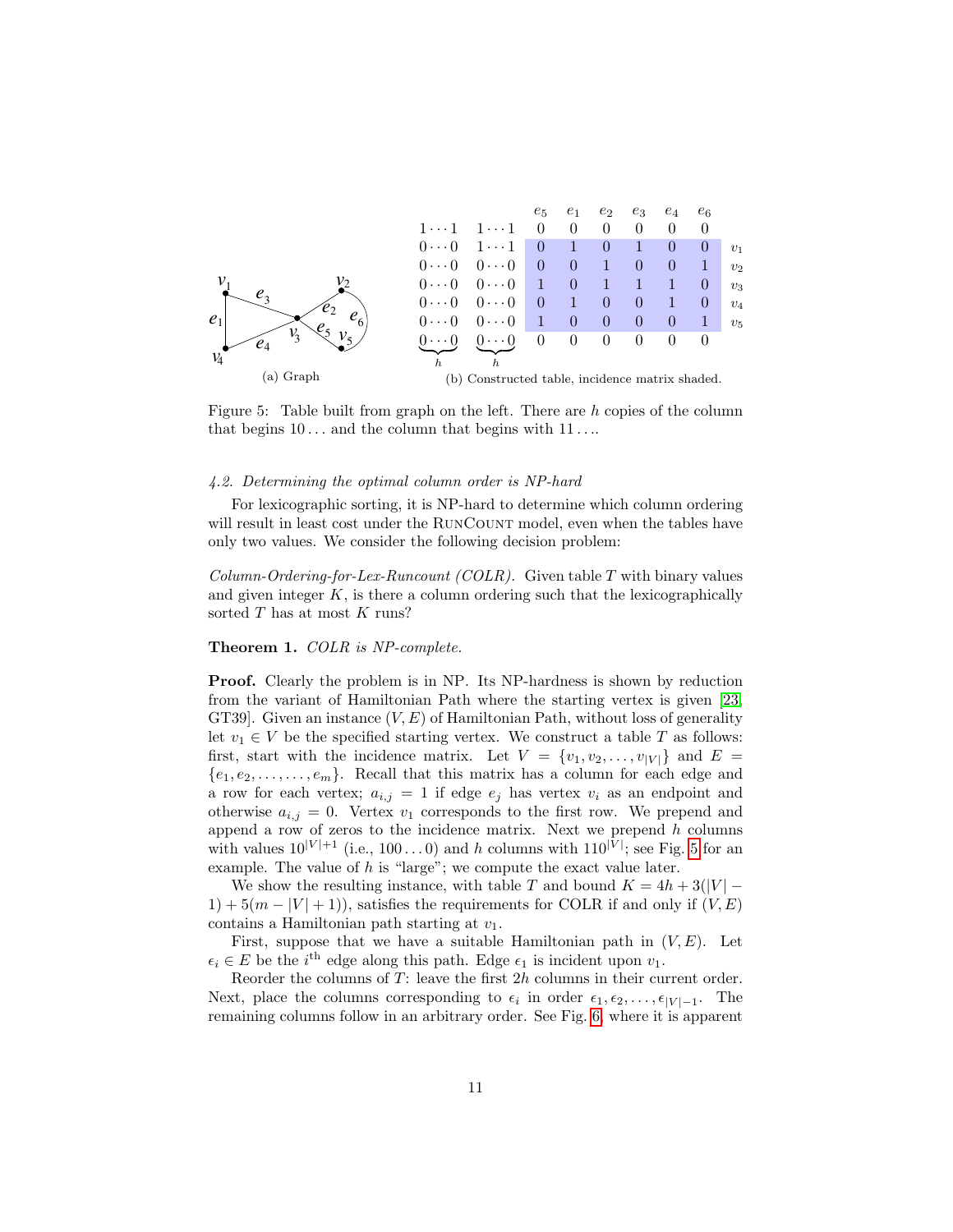(a) Graph

|  |  | $e_5$ | $e_1$ | $e_2$ | $e_3$ | $e_4$ | $e_6$ |  |
|---|---|---|---|---|---|---|---|---|
| $1 \cdots 1$ | $1 \cdots 1$ | 0 | 0 | 0 | 0 | 0 | 0 |  |
| $0 \cdots 0$ | $1 \cdots 1$ | 0 | 1 | 0 | 1 | 0 | 0 | $v_1$ |
| $0 \cdots 0$ | $0 \cdots 0$ | 0 | 0 | 1 | 0 | 0 | 1 | $v_2$ |
| $0 \cdots 0$ | $0 \cdots 0$ | 1 | 0 | 1 | 1 | 1 | 0 | $v_3$ |
| $0 \cdots 0$ | $0 \cdots 0$ | 0 | 1 | 0 | 0 | 1 | 0 | $v_4$ |
| $0 \cdots 0$ | $0 \cdots 0$ | 1 | 0 | 0 | 0 | 0 | 1 | $v_5$ |
| $\underbrace{0 \cdots 0}_{h}$ | $\underbrace{0 \cdots 0}_{h}$ | 0 | 0 | 0 | 0 | 0 | 0 |  |

(b) Constructed table, incidence matrix shaded.

Figure 5: Table built from graph on the left. There are $h$ copies of the column that begins $10\ldots$ and the column that begins with $11\ldots$.

### 4.2. Determining the optimal column order is NP-hard

For lexicographic sorting, it is NP-hard to determine which column ordering will result in least cost under the RunCount model, even when the tables have only two values. We consider the following decision problem:

*Column-Ordering-for-Lex-Runcount (COLR).* Given table $T$ with binary values and given integer $K$, is there a column ordering such that the lexicographically sorted $T$ has at most $K$ runs?

**Theorem 1.** *COLR is NP-complete.*

**Proof.** Clearly the problem is in NP. Its NP-hardness is shown by reduction from the variant of Hamiltonian Path where the starting vertex is given [23, GT39]. Given an instance $(V, E)$ of Hamiltonian Path, without loss of generality let $v_1 \in V$ be the specified starting vertex. We construct a table $T$ as follows: first, start with the incidence matrix. Let $V = \{v_1, v_2, \ldots, v_{|V|}\}$ and $E = \{e_1, e_2, \ldots, \ldots, e_m\}$. Recall that this matrix has a column for each edge and a row for each vertex; $a_{i,j} = 1$ if edge $e_j$ has vertex $v_i$ as an endpoint and otherwise $a_{i,j} = 0$. Vertex $v_1$ corresponds to the first row. We prepend and append a row of zeros to the incidence matrix. Next we prepend $h$ columns with values $10^{|V|+1}$ (i.e., $100\ldots0$) and $h$ columns with $110^{|V|}$; see Fig. 5 for an example. The value of $h$ is "large"; we compute the exact value later.

We show the resulting instance, with table $T$ and bound $K = 4h + 3(|V| - 1) + 5(m - |V| + 1))$, satisfies the requirements for COLR if and only if $(V, E)$ contains a Hamiltonian path starting at $v_1$.

First, suppose that we have a suitable Hamiltonian path in $(V, E)$. Let $\epsilon_i \in E$ be the $i^{\text{th}}$ edge along this path. Edge $\epsilon_1$ is incident upon $v_1$.

Reorder the columns of $T$: leave the first $2h$ columns in their current order. Next, place the columns corresponding to $\epsilon_i$ in order $\epsilon_1, \epsilon_2, \ldots, \epsilon_{|V|-1}$. The remaining columns follow in an arbitrary order. See Fig. 6, where it is apparent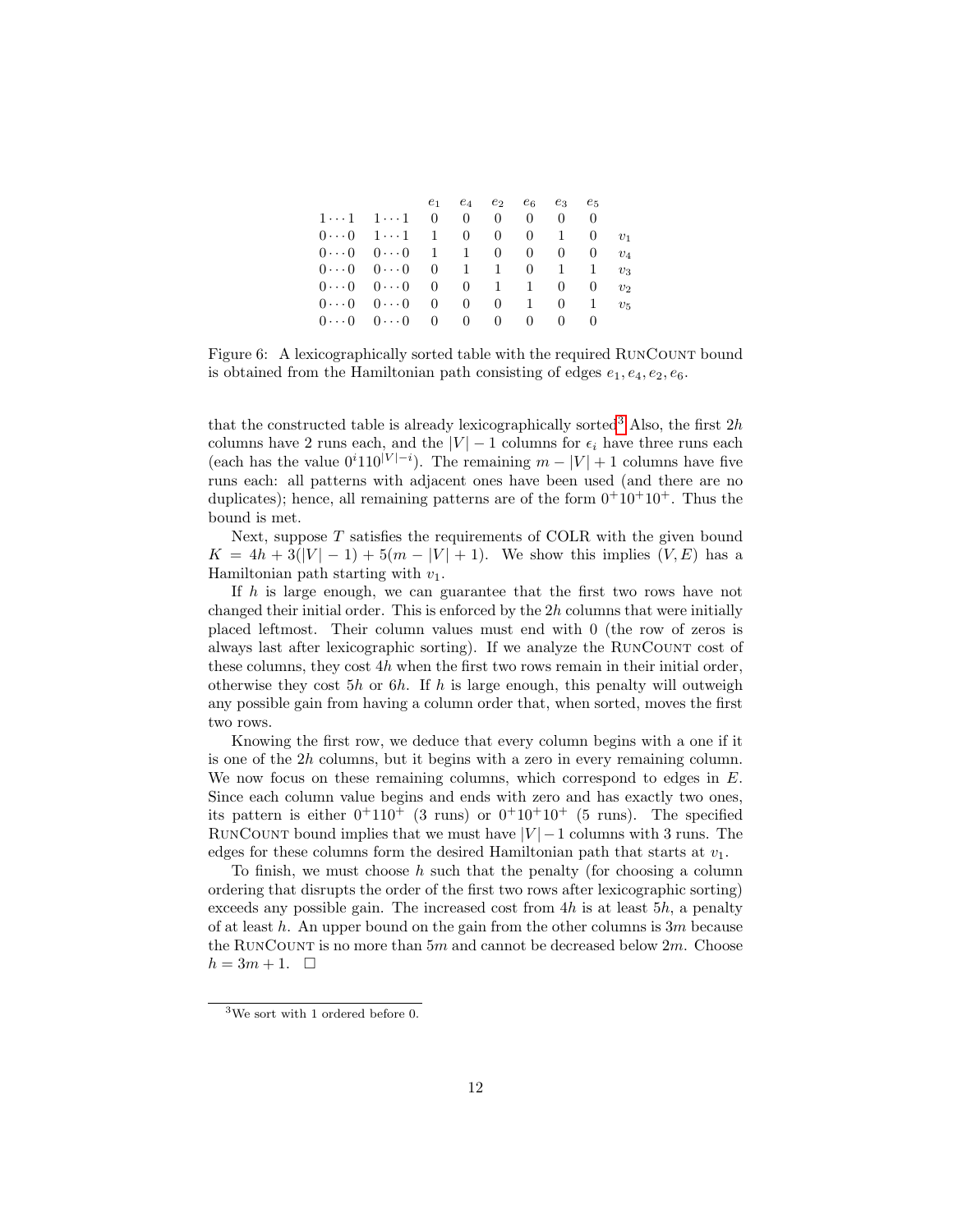|  |  | $e_1$ | $e_4$ | $e_2$ | $e_6$ | $e_3$ | $e_5$ |  |
|---|---|---|---|---|---|---|---|---|
| $1\cdots1$ | $1\cdots1$ | 0 | 0 | 0 | 0 | 0 | 0 |  |
| $0\cdots0$ | $1\cdots1$ | 1 | 0 | 0 | 0 | 1 | 0 | $v_1$ |
| $0\cdots0$ | $0\cdots0$ | 1 | 1 | 0 | 0 | 0 | 0 | $v_4$ |
| $0\cdots0$ | $0\cdots0$ | 0 | 1 | 1 | 0 | 1 | 1 | $v_3$ |
| $0\cdots0$ | $0\cdots0$ | 0 | 0 | 1 | 1 | 0 | 0 | $v_2$ |
| $0\cdots0$ | $0\cdots0$ | 0 | 0 | 0 | 1 | 0 | 1 | $v_5$ |
| $0\cdots0$ | $0\cdots0$ | 0 | 0 | 0 | 0 | 0 | 0 |  |

Figure 6: A lexicographically sorted table with the required RunCount bound is obtained from the Hamiltonian path consisting of edges $e_1, e_4, e_2, e_6$.

that the constructed table is already lexicographically sorted[3] Also, the first $2h$ columns have 2 runs each, and the $|V| - 1$ columns for $\epsilon_i$ have three runs each (each has the value $0^i110^{|V|-i}$). The remaining $m - |V| + 1$ columns have five runs each: all patterns with adjacent ones have been used (and there are no duplicates); hence, all remaining patterns are of the form $0^+10^+10^+$. Thus the bound is met.

Next, suppose $T$ satisfies the requirements of COLR with the given bound $K = 4h + 3(|V| - 1) + 5(m - |V| + 1)$. We show this implies $(V, E)$ has a Hamiltonian path starting with $v_1$.

If $h$ is large enough, we can guarantee that the first two rows have not changed their initial order. This is enforced by the $2h$ columns that were initially placed leftmost. Their column values must end with 0 (the row of zeros is always last after lexicographic sorting). If we analyze the RunCount cost of these columns, they cost $4h$ when the first two rows remain in their initial order, otherwise they cost $5h$ or $6h$. If $h$ is large enough, this penalty will outweigh any possible gain from having a column order that, when sorted, moves the first two rows.

Knowing the first row, we deduce that every column begins with a one if it is one of the $2h$ columns, but it begins with a zero in every remaining column. We now focus on these remaining columns, which correspond to edges in $E$. Since each column value begins and ends with zero and has exactly two ones, its pattern is either $0^+110^+$ (3 runs) or $0^+10^+10^+$ (5 runs). The specified RunCount bound implies that we must have $|V| - 1$ columns with 3 runs. The edges for these columns form the desired Hamiltonian path that starts at $v_1$.

To finish, we must choose $h$ such that the penalty (for choosing a column ordering that disrupts the order of the first two rows after lexicographic sorting) exceeds any possible gain. The increased cost from $4h$ is at least $5h$, a penalty of at least $h$. An upper bound on the gain from the other columns is $3m$ because the RunCount is no more than $5m$ and cannot be decreased below $2m$. Choose $h = 3m + 1$. □

[3] We sort with 1 ordered before 0.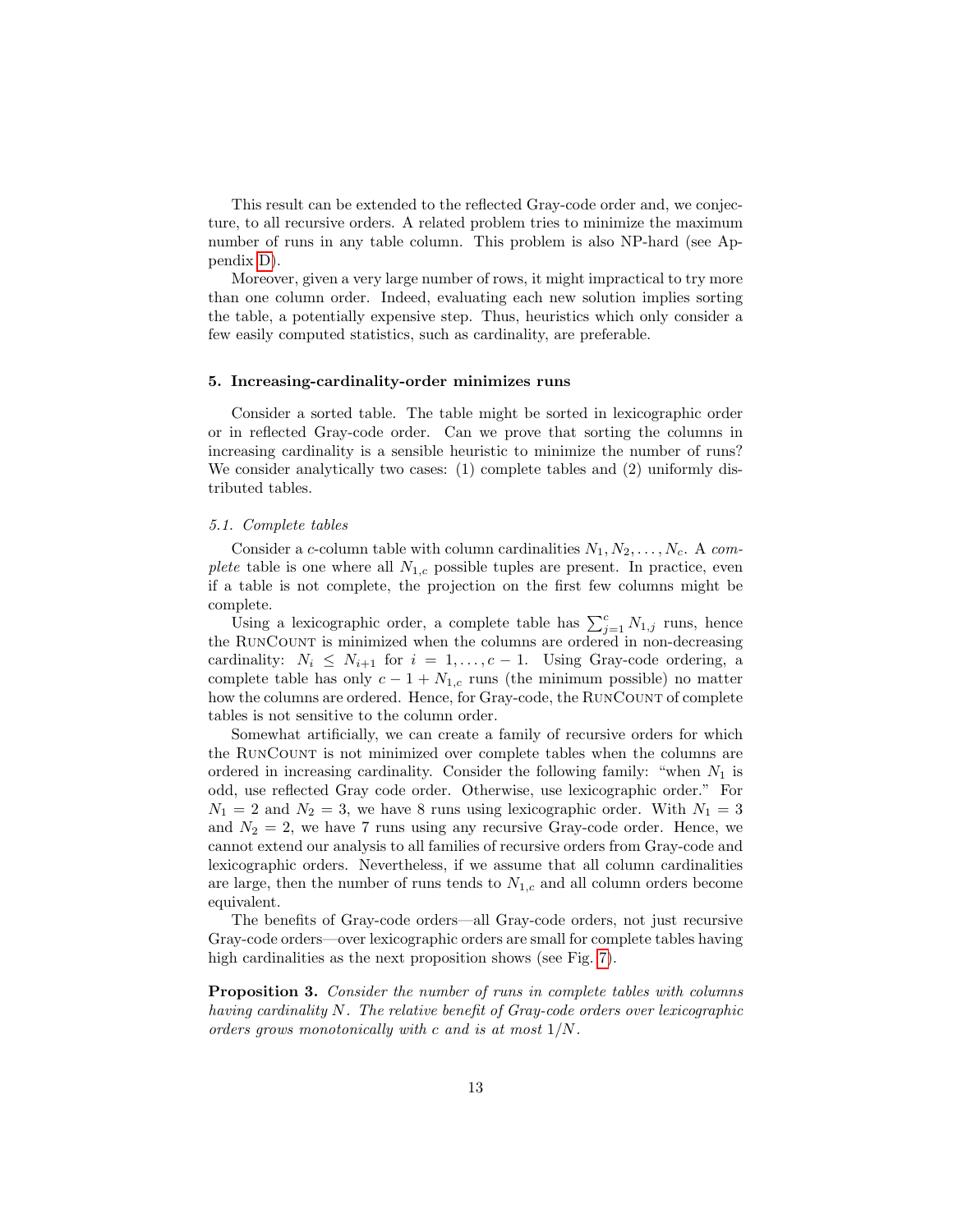This result can be extended to the reflected Gray-code order and, we conjecture, to all recursive orders. A related problem tries to minimize the maximum number of runs in any table column. This problem is also NP-hard (see Appendix D).

Moreover, given a very large number of rows, it might impractical to try more than one column order. Indeed, evaluating each new solution implies sorting the table, a potentially expensive step. Thus, heuristics which only consider a few easily computed statistics, such as cardinality, are preferable.

## 5. Increasing-cardinality-order minimizes runs

Consider a sorted table. The table might be sorted in lexicographic order or in reflected Gray-code order. Can we prove that sorting the columns in increasing cardinality is a sensible heuristic to minimize the number of runs? We consider analytically two cases: (1) complete tables and (2) uniformly distributed tables.

### 5.1. Complete tables

Consider a $c$-column table with column cardinalities $N_1, N_2, \ldots, N_c$. A *complete* table is one where all $N_{1,c}$ possible tuples are present. In practice, even if a table is not complete, the projection on the first few columns might be complete.

Using a lexicographic order, a complete table has $\sum_{j=1}^{c} N_{1,j}$ runs, hence the RunCount is minimized when the columns are ordered in non-decreasing cardinality: $N_i \leq N_{i+1}$ for $i = 1, \ldots, c-1$. Using Gray-code ordering, a complete table has only $c - 1 + N_{1,c}$ runs (the minimum possible) no matter how the columns are ordered. Hence, for Gray-code, the RunCount of complete tables is not sensitive to the column order.

Somewhat artificially, we can create a family of recursive orders for which the RunCount is not minimized over complete tables when the columns are ordered in increasing cardinality. Consider the following family: "when $N_1$ is odd, use reflected Gray code order. Otherwise, use lexicographic order." For $N_1 = 2$ and $N_2 = 3$, we have 8 runs using lexicographic order. With $N_1 = 3$ and $N_2 = 2$, we have 7 runs using any recursive Gray-code order. Hence, we cannot extend our analysis to all families of recursive orders from Gray-code and lexicographic orders. Nevertheless, if we assume that all column cardinalities are large, then the number of runs tends to $N_{1,c}$ and all column orders become equivalent.

The benefits of Gray-code orders—all Gray-code orders, not just recursive Gray-code orders—over lexicographic orders are small for complete tables having high cardinalities as the next proposition shows (see Fig. 7).

**Proposition 3.** *Consider the number of runs in complete tables with columns having cardinality $N$. The relative benefit of Gray-code orders over lexicographic orders grows monotonically with $c$ and is at most $1/N$.*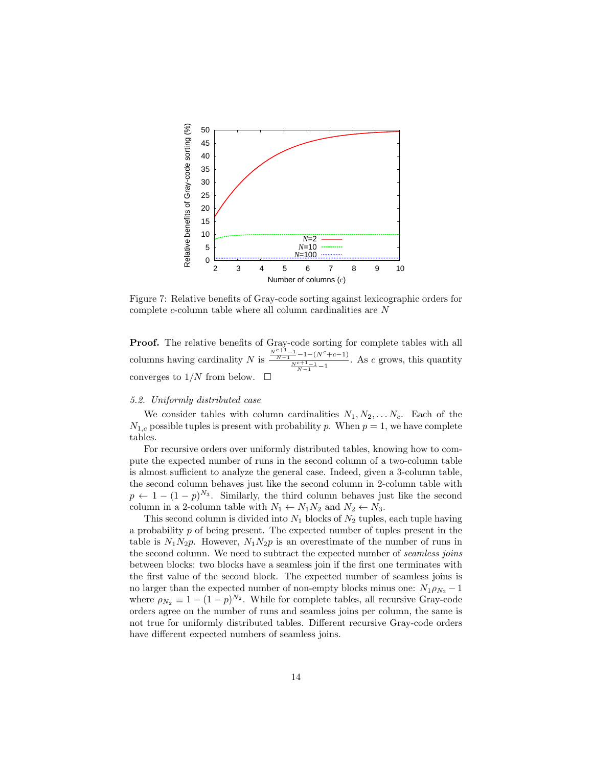Figure 7: Relative benefits of Gray-code sorting against lexicographic orders for complete $c$-column table where all column cardinalities are $N$

**Proof.** The relative benefits of Gray-code sorting for complete tables with all columns having cardinality $N$ is $\frac{\frac{N^{c+1}-1}{N-1}-1-(N^c+c-1)}{\frac{N^{c+1}-1}{N-1}-1}$. As $c$ grows, this quantity converges to $1/N$ from below. □

### *5.2. Uniformly distributed case*

We consider tables with column cardinalities $N_1, N_2, \ldots N_c$. Each of the $N_{1,c}$ possible tuples is present with probability $p$. When $p = 1$, we have complete tables.

For recursive orders over uniformly distributed tables, knowing how to compute the expected number of runs in the second column of a two-column table is almost sufficient to analyze the general case. Indeed, given a 3-column table, the second column behaves just like the second column in 2-column table with $p \leftarrow 1-(1-p)^{N_3}$. Similarly, the third column behaves just like the second column in a 2-column table with $N_1 \leftarrow N_1N_2$ and $N_2 \leftarrow N_3$.

This second column is divided into $N_1$ blocks of $N_2$ tuples, each tuple having a probability $p$ of being present. The expected number of tuples present in the table is $N_1N_2p$. However, $N_1N_2p$ is an overestimate of the number of runs in the second column. We need to subtract the expected number of *seamless joins* between blocks: two blocks have a seamless join if the first one terminates with the first value of the second block. The expected number of seamless joins is no larger than the expected number of non-empty blocks minus one: $N_1\rho_{N_2} - 1$ where $\rho_{N_2} \equiv 1-(1-p)^{N_2}$. While for complete tables, all recursive Gray-code orders agree on the number of runs and seamless joins per column, the same is not true for uniformly distributed tables. Different recursive Gray-code orders have different expected numbers of seamless joins.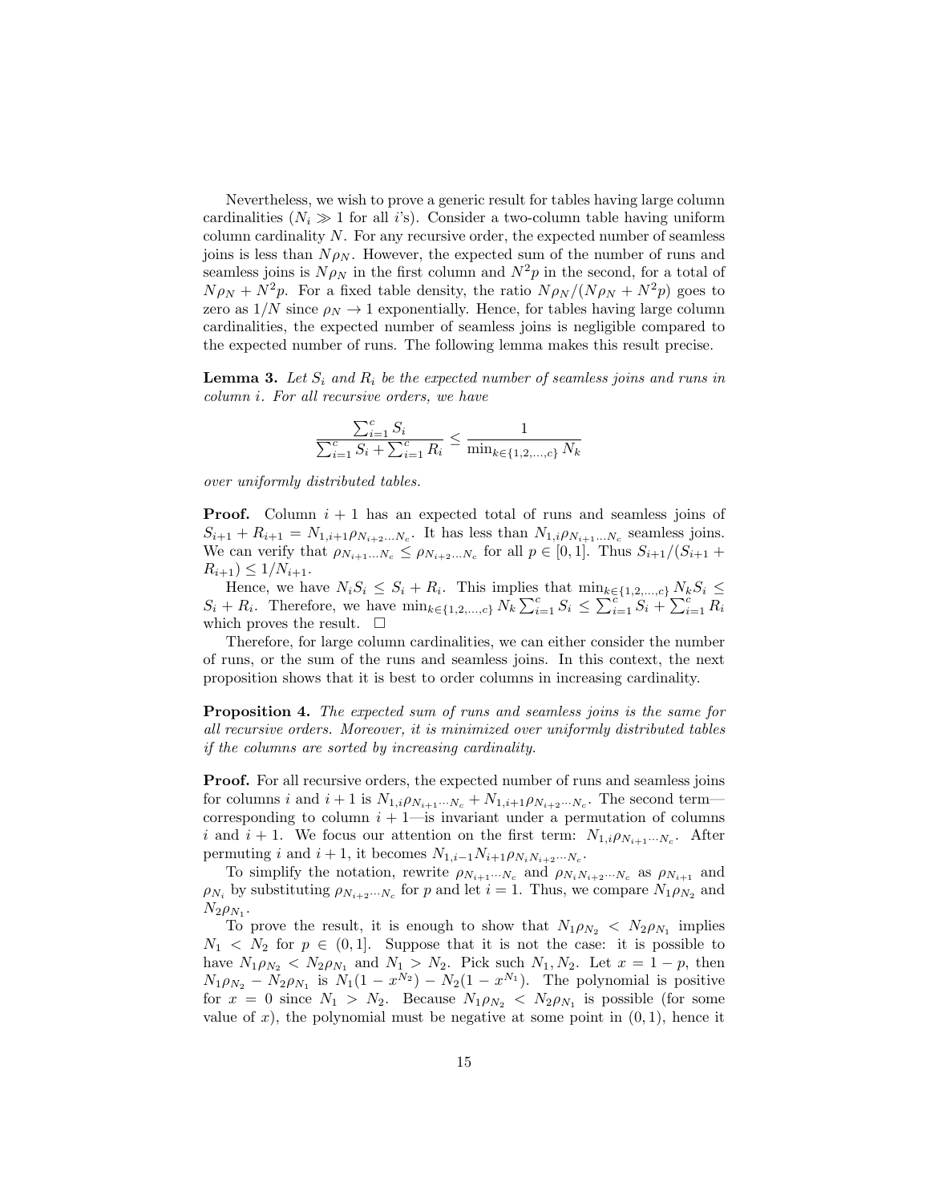Nevertheless, we wish to prove a generic result for tables having large column cardinalities ($N_i \gg 1$ for all $i$'s). Consider a two-column table having uniform column cardinality $N$. For any recursive order, the expected number of seamless joins is less than $N\rho_N$. However, the expected sum of the number of runs and seamless joins is $N\rho_N$ in the first column and $N^2 p$ in the second, for a total of $N\rho_N + N^2 p$. For a fixed table density, the ratio $N\rho_N/(N\rho_N + N^2 p)$ goes to zero as $1/N$ since $\rho_N \to 1$ exponentially. Hence, for tables having large column cardinalities, the expected number of seamless joins is negligible compared to the expected number of runs. The following lemma makes this result precise.

**Lemma 3.** *Let $S_i$ and $R_i$ be the expected number of seamless joins and runs in column $i$. For all recursive orders, we have*

$$\frac{\sum_{i=1}^{c} S_i}{\sum_{i=1}^{c} S_i + \sum_{i=1}^{c} R_i} \leq \frac{1}{\min_{k \in \{1,2,\ldots,c\}} N_k}$$

*over uniformly distributed tables.*

**Proof.** Column $i+1$ has an expected total of runs and seamless joins of $S_{i+1} + R_{i+1} = N_{1,i+1}\rho_{N_{i+2}\ldots N_c}$. It has less than $N_{1,i}\rho_{N_{i+1}\ldots N_c}$ seamless joins. We can verify that $\rho_{N_{i+1}\ldots N_c} \leq \rho_{N_{i+2}\ldots N_c}$ for all $p \in [0,1]$. Thus $S_{i+1}/(S_{i+1} + R_{i+1}) \leq 1/N_{i+1}$.

Hence, we have $N_i S_i \leq S_i + R_i$. This implies that $\min_{k \in \{1,2,\ldots,c\}} N_k S_i \leq S_i + R_i$. Therefore, we have $\min_{k \in \{1,2,\ldots,c\}} N_k \sum_{i=1}^{c} S_i \leq \sum_{i=1}^{c} S_i + \sum_{i=1}^{c} R_i$ which proves the result. □

Therefore, for large column cardinalities, we can either consider the number of runs, or the sum of the runs and seamless joins. In this context, the next proposition shows that it is best to order columns in increasing cardinality.

**Proposition 4.** *The expected sum of runs and seamless joins is the same for all recursive orders. Moreover, it is minimized over uniformly distributed tables if the columns are sorted by increasing cardinality.*

**Proof.** For all recursive orders, the expected number of runs and seamless joins for columns $i$ and $i+1$ is $N_{1,i}\rho_{N_{i+1}\cdots N_c} + N_{1,i+1}\rho_{N_{i+2}\cdots N_c}$. The second term—corresponding to column $i+1$—is invariant under a permutation of columns $i$ and $i+1$. We focus our attention on the first term: $N_{1,i}\rho_{N_{i+1}\cdots N_c}$. After permuting $i$ and $i+1$, it becomes $N_{1,i-1}N_{i+1}\rho_{N_i N_{i+2}\cdots N_c}$.

To simplify the notation, rewrite $\rho_{N_{i+1}\cdots N_c}$ and $\rho_{N_i N_{i+2}\cdots N_c}$ as $\rho_{N_{i+1}}$ and $\rho_{N_i}$ by substituting $\rho_{N_{i+2}\cdots N_c}$ for $p$ and let $i = 1$. Thus, we compare $N_1\rho_{N_2}$ and $N_2\rho_{N_1}$.

To prove the result, it is enough to show that $N_1\rho_{N_2} < N_2\rho_{N_1}$ implies $N_1 < N_2$ for $p \in (0,1]$. Suppose that it is not the case: it is possible to have $N_1\rho_{N_2} < N_2\rho_{N_1}$ and $N_1 > N_2$. Pick such $N_1, N_2$. Let $x = 1-p$, then $N_1\rho_{N_2} - N_2\rho_{N_1}$ is $N_1(1 - x^{N_2}) - N_2(1 - x^{N_1})$. The polynomial is positive for $x = 0$ since $N_1 > N_2$. Because $N_1\rho_{N_2} < N_2\rho_{N_1}$ is possible (for some value of $x$), the polynomial must be negative at some point in $(0,1)$, hence it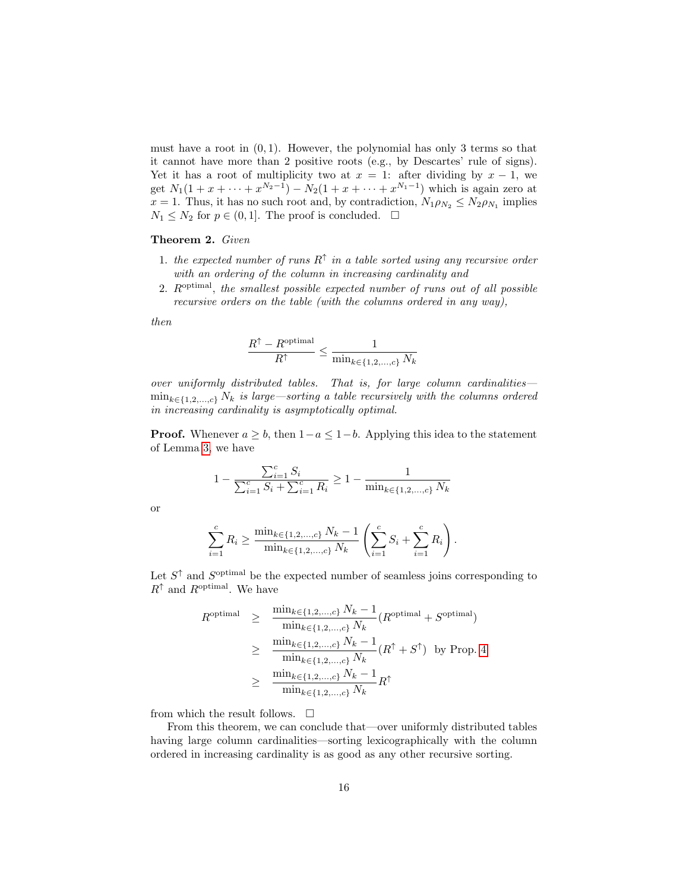must have a root in $(0, 1)$. However, the polynomial has only 3 terms so that it cannot have more than 2 positive roots (e.g., by Descartes' rule of signs). Yet it has a root of multiplicity two at $x = 1$: after dividing by $x - 1$, we get $N_1(1 + x + \cdots + x^{N_2-1}) - N_2(1 + x + \cdots + x^{N_1-1})$ which is again zero at $x = 1$. Thus, it has no such root and, by contradiction, $N_1\rho_{N_2} \leq N_2\rho_{N_1}$ implies $N_1 \leq N_2$ for $p \in (0, 1]$. The proof is concluded. □

**Theorem 2.** *Given*

1. *the expected number of runs $R^{\uparrow}$ in a table sorted using any recursive order with an ordering of the column in increasing cardinality and*
2. *$R^{\text{optimal}}$, the smallest possible expected number of runs out of all possible recursive orders on the table (with the columns ordered in any way),*

*then*

$$\frac{R^{\uparrow} - R^{\text{optimal}}}{R^{\uparrow}} \leq \frac{1}{\min_{k\in\{1,2,\ldots,c\}} N_k}$$

*over uniformly distributed tables. That is, for large column cardinalities—$\min_{k\in\{1,2,\ldots,c\}} N_k$ is large—sorting a table recursively with the columns ordered in increasing cardinality is asymptotically optimal.*

**Proof.** Whenever $a \geq b$, then $1 - a \leq 1 - b$. Applying this idea to the statement of Lemma 3, we have

$$1 - \frac{\sum_{i=1}^{c} S_i}{\sum_{i=1}^{c} S_i + \sum_{i=1}^{c} R_i} \geq 1 - \frac{1}{\min_{k\in\{1,2,\ldots,c\}} N_k}$$

or

$$\sum_{i=1}^{c} R_i \geq \frac{\min_{k\in\{1,2,\ldots,c\}} N_k - 1}{\min_{k\in\{1,2,\ldots,c\}} N_k} \left( \sum_{i=1}^{c} S_i + \sum_{i=1}^{c} R_i \right).$$

Let $S^{\uparrow}$ and $S^{\text{optimal}}$ be the expected number of seamless joins corresponding to $R^{\uparrow}$ and $R^{\text{optimal}}$. We have

$$\begin{aligned}
R^{\text{optimal}} &\geq \frac{\min_{k\in\{1,2,\ldots,c\}} N_k - 1}{\min_{k\in\{1,2,\ldots,c\}} N_k}(R^{\text{optimal}} + S^{\text{optimal}}) \\
&\geq \frac{\min_{k\in\{1,2,\ldots,c\}} N_k - 1}{\min_{k\in\{1,2,\ldots,c\}} N_k}(R^{\uparrow} + S^{\uparrow}) \quad \text{by Prop. 4} \\
&\geq \frac{\min_{k\in\{1,2,\ldots,c\}} N_k - 1}{\min_{k\in\{1,2,\ldots,c\}} N_k} R^{\uparrow}
\end{aligned}$$

from which the result follows. □

From this theorem, we can conclude that—over uniformly distributed tables having large column cardinalities—sorting lexicographically with the column ordered in increasing cardinality is as good as any other recursive sorting.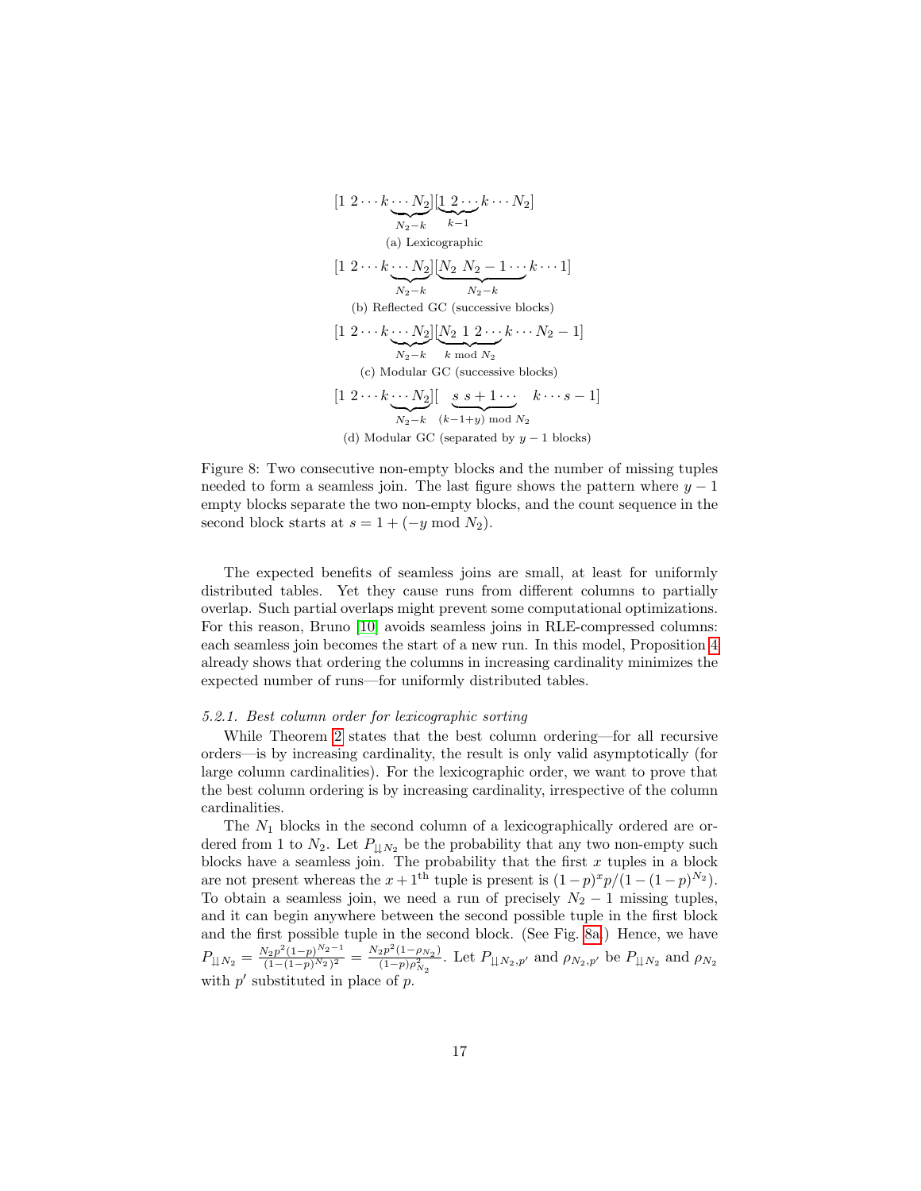$$[1\ 2 \cdots k \underbrace{\cdots N_2}_{N_2-k}][\underbrace{1\ 2 \cdots}_{k-1} k \cdots N_2]$$

(a) Lexicographic

$$[1\ 2 \cdots k \underbrace{\cdots N_2}_{N_2-k}][\underbrace{N_2\ N_2-1 \cdots}_{N_2-k} k \cdots 1]$$

(b) Reflected GC (successive blocks)

$$[1\ 2 \cdots k \underbrace{\cdots N_2}_{N_2-k}][\underbrace{N_2\ 1\ 2 \cdots}_{k \bmod N_2} k \cdots N_2-1]$$

(c) Modular GC (successive blocks)

$$[1\ 2 \cdots k \underbrace{\cdots N_2}_{N_2-k}][\underbrace{s\ s+1 \cdots}_{(k-1+y) \bmod N_2} k \cdots s-1]$$

(d) Modular GC (separated by $y-1$ blocks)

Figure 8: Two consecutive non-empty blocks and the number of missing tuples needed to form a seamless join. The last figure shows the pattern where $y-1$ empty blocks separate the two non-empty blocks, and the count sequence in the second block starts at $s = 1 + (-y \bmod N_2)$.

The expected benefits of seamless joins are small, at least for uniformly distributed tables. Yet they cause runs from different columns to partially overlap. Such partial overlaps might prevent some computational optimizations. For this reason, Bruno [10] avoids seamless joins in RLE-compressed columns: each seamless join becomes the start of a new run. In this model, Proposition 4 already shows that ordering the columns in increasing cardinality minimizes the expected number of runs—for uniformly distributed tables.

#### 5.2.1. Best column order for lexicographic sorting

While Theorem 2 states that the best column ordering—for all recursive orders—is by increasing cardinality, the result is only valid asymptotically (for large column cardinalities). For the lexicographic order, we want to prove that the best column ordering is by increasing cardinality, irrespective of the column cardinalities.

The $N_1$ blocks in the second column of a lexicographically ordered are ordered from 1 to $N_2$. Let $P_{\downarrow\downarrow N_2}$ be the probability that any two non-empty such blocks have a seamless join. The probability that the first $x$ tuples in a block are not present whereas the $x+1^{\text{th}}$ tuple is present is $(1-p)^x p/(1-(1-p)^{N_2})$. To obtain a seamless join, we need a run of precisely $N_2 - 1$ missing tuples, and it can begin anywhere between the second possible tuple in the first block and the first possible tuple in the second block. (See Fig. 8a.) Hence, we have $P_{\downarrow\downarrow N_2} = \frac{N_2 p^2 (1-p)^{N_2-1}}{(1-(1-p)^{N_2})^2} = \frac{N_2 p^2 (1-\rho_{N_2})}{(1-p)\rho_{N_2}^2}$. Let $P_{\downarrow\downarrow N_2,p'}$ and $\rho_{N_2,p'}$ be $P_{\downarrow\downarrow N_2}$ and $\rho_{N_2}$ with $p'$ substituted in place of $p$.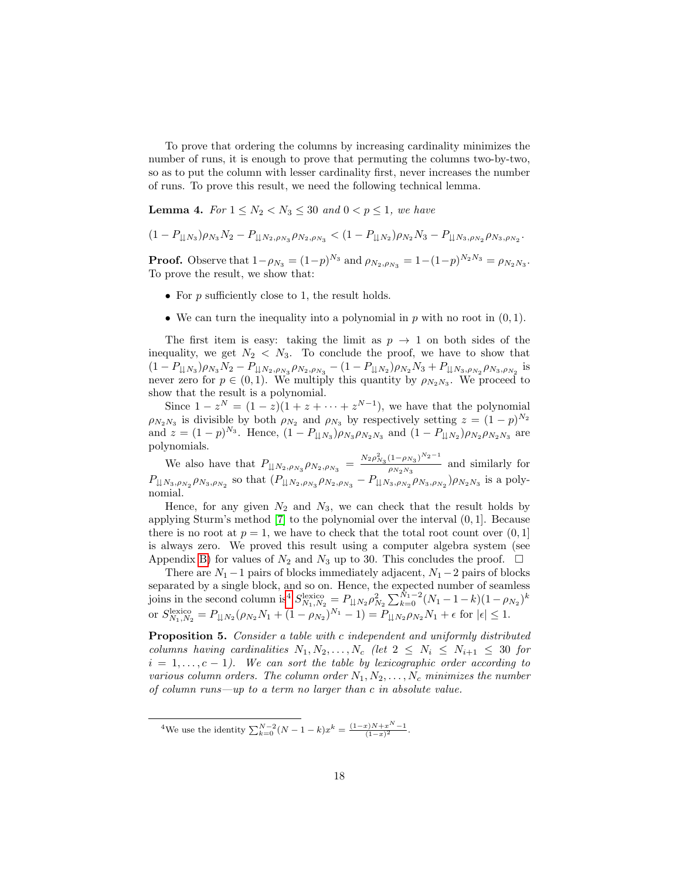To prove that ordering the columns by increasing cardinality minimizes the number of runs, it is enough to prove that permuting the columns two-by-two, so as to put the column with lesser cardinality first, never increases the number of runs. To prove this result, we need the following technical lemma.

**Lemma 4.** *For $1 \leq N_2 < N_3 \leq 30$ and $0 < p \leq 1$, we have*

$$(1 - P_{\downarrow\downarrow N_3})\rho_{N_3} N_2 - P_{\downarrow\downarrow N_2,\rho_{N_3}} \rho_{N_2,\rho_{N_3}} < (1 - P_{\downarrow\downarrow N_2})\rho_{N_2} N_3 - P_{\downarrow\downarrow N_3,\rho_{N_2}} \rho_{N_3,\rho_{N_2}}.$$

**Proof.** Observe that $1-\rho_{N_3} = (1-p)^{N_3}$ and $\rho_{N_2,\rho_{N_3}} = 1-(1-p)^{N_2 N_3} = \rho_{N_2 N_3}$. To prove the result, we show that:

- For $p$ sufficiently close to 1, the result holds.
- We can turn the inequality into a polynomial in $p$ with no root in $(0, 1)$.

The first item is easy: taking the limit as $p \to 1$ on both sides of the inequality, we get $N_2 < N_3$. To conclude the proof, we have to show that $(1 - P_{\downarrow\downarrow N_3})\rho_{N_3} N_2 - P_{\downarrow\downarrow N_2,\rho_{N_3}} \rho_{N_2,\rho_{N_3}} - (1 - P_{\downarrow\downarrow N_2})\rho_{N_2} N_3 + P_{\downarrow\downarrow N_3,\rho_{N_2}} \rho_{N_3,\rho_{N_2}}$ is never zero for $p \in (0, 1)$. We multiply this quantity by $\rho_{N_2 N_3}$. We proceed to show that the result is a polynomial.

Since $1 - z^N = (1 - z)(1 + z + \cdots + z^{N-1})$, we have that the polynomial $\rho_{N_2 N_3}$ is divisible by both $\rho_{N_2}$ and $\rho_{N_3}$ by respectively setting $z = (1 - p)^{N_2}$ and $z = (1 - p)^{N_3}$. Hence, $(1 - P_{\downarrow\downarrow N_3})\rho_{N_3}\rho_{N_2 N_3}$ and $(1 - P_{\downarrow\downarrow N_2})\rho_{N_2}\rho_{N_2 N_3}$ are polynomials.

We also have that $P_{\downarrow\downarrow N_2,\rho_{N_3}} \rho_{N_2,\rho_{N_3}} = \frac{N_2 \rho_{N_3}^2 (1-\rho_{N_3})^{N_2-1}}{\rho_{N_2 N_3}}$ and similarly for $P_{\downarrow\downarrow N_3,\rho_{N_2}} \rho_{N_3,\rho_{N_2}}$ so that $(P_{\downarrow\downarrow N_2,\rho_{N_3}} \rho_{N_2,\rho_{N_3}} - P_{\downarrow\downarrow N_3,\rho_{N_2}} \rho_{N_3,\rho_{N_2}})\rho_{N_2 N_3}$ is a polynomial.

Hence, for any given $N_2$ and $N_3$, we can check that the result holds by applying Sturm's method [7] to the polynomial over the interval $(0, 1]$. Because there is no root at $p = 1$, we have to check that the total root count over $(0, 1]$ is always zero. We proved this result using a computer algebra system (see Appendix B) for values of $N_2$ and $N_3$ up to 30. This concludes the proof. $\square$

There are $N_1 - 1$ pairs of blocks immediately adjacent, $N_1 - 2$ pairs of blocks separated by a single block, and so on. Hence, the expected number of seamless joins in the second column is[4] $S^{\text{lexico}}_{N_1,N_2} = P_{\downarrow\downarrow N_2} \rho_{N_2}^2 \sum_{k=0}^{N_1-2} (N_1 - 1 - k)(1 - \rho_{N_2})^k$ or $S^{\text{lexico}}_{N_1,N_2} = P_{\downarrow\downarrow N_2}(\rho_{N_2} N_1 + (1 - \rho_{N_2})^{N_1} - 1) = P_{\downarrow\downarrow N_2}\rho_{N_2} N_1 + \epsilon$ for $|\epsilon| \leq 1$.

**Proposition 5.** *Consider a table with $c$ independent and uniformly distributed columns having cardinalities $N_1, N_2, \ldots, N_c$ (let $2 \leq N_i \leq N_{i+1} \leq 30$ for $i = 1, \ldots, c - 1$). We can sort the table by lexicographic order according to various column orders. The column order $N_1, N_2, \ldots, N_c$ minimizes the number of column runs—up to a term no larger than $c$ in absolute value.*

---

[4] We use the identity $\sum_{k=0}^{N-2} (N - 1 - k)x^k = \frac{(1-x)N + x^N - 1}{(1-x)^2}$.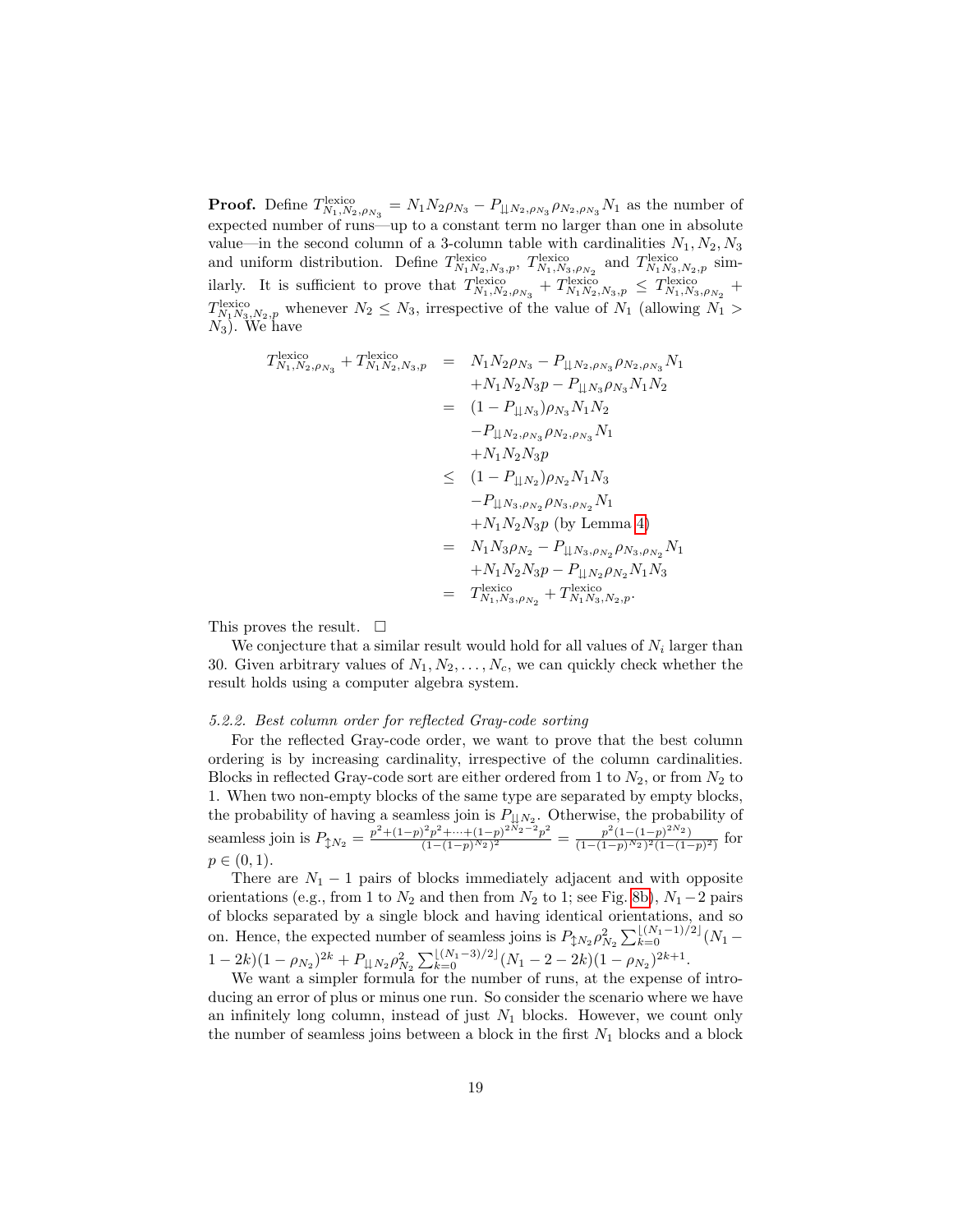**Proof.** Define $T^{\text{lexico}}_{N_1,N_2,\rho_{N_3}} = N_1 N_2 \rho_{N_3} - P_{\downdownarrows N_2,\rho_{N_3}} \rho_{N_2,\rho_{N_3}} N_1$ as the number of expected number of runs—up to a constant term no larger than one in absolute value—in the second column of a 3-column table with cardinalities $N_1, N_2, N_3$ and uniform distribution. Define $T^{\text{lexico}}_{N_1 N_2,N_3,p}$, $T^{\text{lexico}}_{N_1,N_3,\rho_{N_2}}$ and $T^{\text{lexico}}_{N_1 N_3,N_2,p}$ similarly. It is sufficient to prove that $T^{\text{lexico}}_{N_1,N_2,\rho_{N_3}} + T^{\text{lexico}}_{N_1 N_2,N_3,p} \leq T^{\text{lexico}}_{N_1,N_3,\rho_{N_2}} + T^{\text{lexico}}_{N_1 N_3,N_2,p}$ whenever $N_2 \leq N_3$, irrespective of the value of $N_1$ (allowing $N_1 > N_3$). We have

$$
\begin{aligned}
T^{\text{lexico}}_{N_1,N_2,\rho_{N_3}} + T^{\text{lexico}}_{N_1 N_2,N_3,p} &= N_1 N_2 \rho_{N_3} - P_{\downdownarrows N_2,\rho_{N_3}} \rho_{N_2,\rho_{N_3}} N_1 \\
&\quad + N_1 N_2 N_3 p - P_{\downdownarrows N_3} \rho_{N_3} N_1 N_2 \\
&= (1 - P_{\downdownarrows N_3}) \rho_{N_3} N_1 N_2 \\
&\quad - P_{\downdownarrows N_2,\rho_{N_3}} \rho_{N_2,\rho_{N_3}} N_1 \\
&\quad + N_1 N_2 N_3 p \\
&\leq (1 - P_{\downdownarrows N_2}) \rho_{N_2} N_1 N_3 \\
&\quad - P_{\downdownarrows N_3,\rho_{N_2}} \rho_{N_3,\rho_{N_2}} N_1 \\
&\quad + N_1 N_2 N_3 p \text{ (by Lemma 4)} \\
&= N_1 N_3 \rho_{N_2} - P_{\downdownarrows N_3,\rho_{N_2}} \rho_{N_3,\rho_{N_2}} N_1 \\
&\quad + N_1 N_2 N_3 p - P_{\downdownarrows N_2} \rho_{N_2} N_1 N_3 \\
&= T^{\text{lexico}}_{N_1,N_3,\rho_{N_2}} + T^{\text{lexico}}_{N_1 N_3,N_2,p}.
\end{aligned}
$$

This proves the result. □

We conjecture that a similar result would hold for all values of $N_i$ larger than 30. Given arbitrary values of $N_1, N_2, \ldots, N_c$, we can quickly check whether the result holds using a computer algebra system.

*5.2.2. Best column order for reflected Gray-code sorting*

For the reflected Gray-code order, we want to prove that the best column ordering is by increasing cardinality, irrespective of the column cardinalities. Blocks in reflected Gray-code sort are either ordered from 1 to $N_2$, or from $N_2$ to 1. When two non-empty blocks of the same type are separated by empty blocks, the probability of having a seamless join is $P_{\downdownarrows N_2}$. Otherwise, the probability of seamless join is $P_{\updownarrow N_2} = \frac{p^2 + (1-p)^2 p^2 + \cdots + (1-p)^{2N_2 - 2} p^2}{(1-(1-p)^{N_2})^2} = \frac{p^2 (1-(1-p)^{2N_2})}{(1-(1-p)^{N_2})^2 (1-(1-p)^2)}$ for $p \in (0, 1)$.

There are $N_1 - 1$ pairs of blocks immediately adjacent and with opposite orientations (e.g., from 1 to $N_2$ and then from $N_2$ to 1; see Fig. 8b), $N_1 - 2$ pairs of blocks separated by a single block and having identical orientations, and so on. Hence, the expected number of seamless joins is $P_{\updownarrow N_2} \rho_{N_2}^2 \sum_{k=0}^{\lfloor (N_1-1)/2 \rfloor} (N_1 - 1 - 2k)(1-\rho_{N_2})^{2k} + P_{\downdownarrows N_2} \rho_{N_2}^2 \sum_{k=0}^{\lfloor (N_1-3)/2 \rfloor} (N_1 - 2 - 2k)(1-\rho_{N_2})^{2k+1}$.

We want a simpler formula for the number of runs, at the expense of introducing an error of plus or minus one run. So consider the scenario where we have an infinitely long column, instead of just $N_1$ blocks. However, we count only the number of seamless joins between a block in the first $N_1$ blocks and a block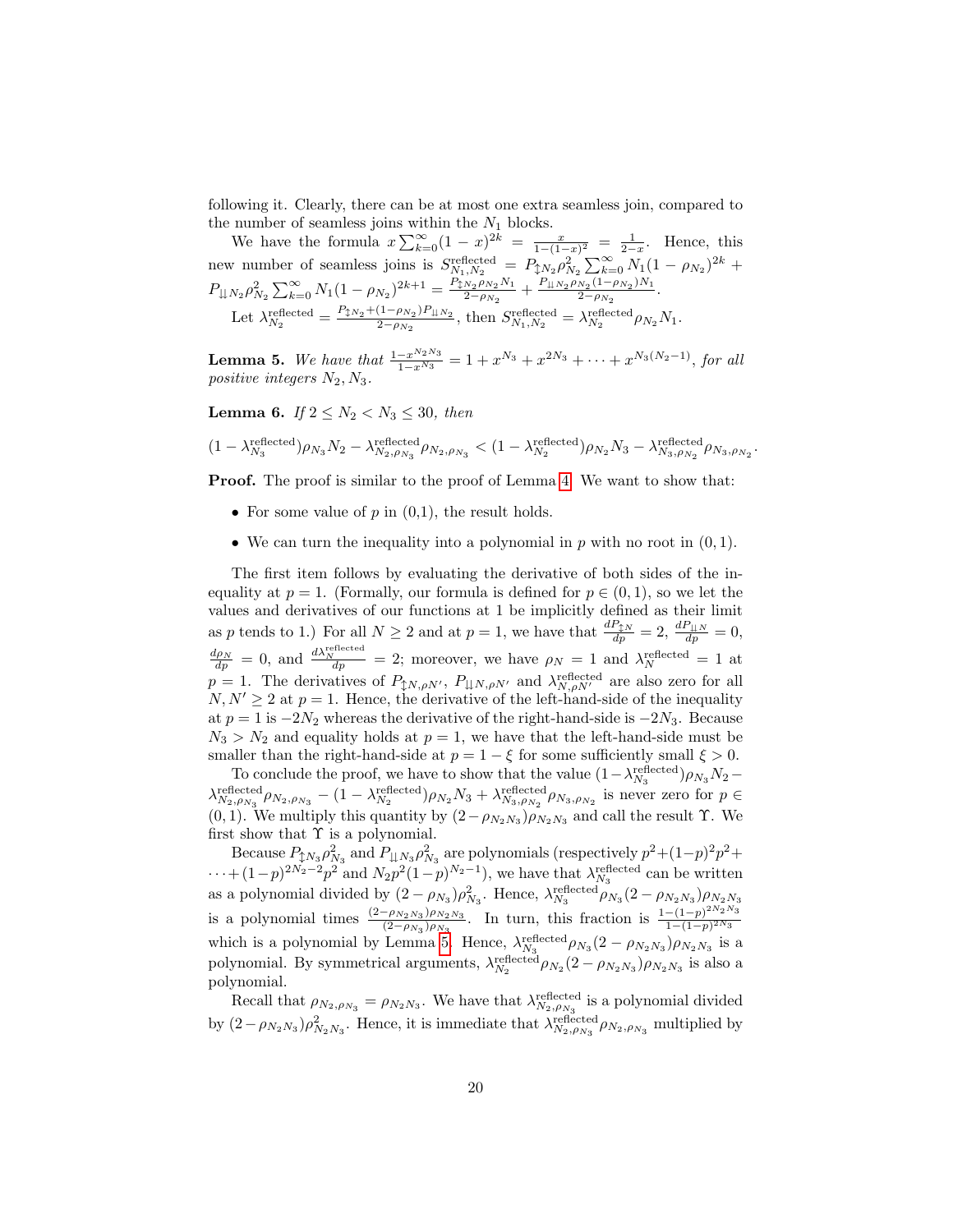following it. Clearly, there can be at most one extra seamless join, compared to the number of seamless joins within the $N_1$ blocks.

We have the formula $x\sum_{k=0}^{\infty}(1-x)^{2k} = \frac{x}{1-(1-x)^2} = \frac{1}{2-x}$. Hence, this new number of seamless joins is $S^{\text{reflected}}_{N_1,N_2} = P_{\updownarrow N_2}\rho^2_{N_2}\sum_{k=0}^{\infty} N_1(1-\rho_{N_2})^{2k} + P_{\downdownarrows N_2}\rho^2_{N_2}\sum_{k=0}^{\infty} N_1(1-\rho_{N_2})^{2k+1} = \frac{P_{\updownarrow N_2}\rho_{N_2}N_1}{2-\rho_{N_2}} + \frac{P_{\downdownarrows N_2}\rho_{N_2}(1-\rho_{N_2})N_1}{2-\rho_{N_2}}$.

Let $\lambda^{\text{reflected}}_{N_2} = \frac{P_{\updownarrow N_2}+(1-\rho_{N_2})P_{\downdownarrows N_2}}{2-\rho_{N_2}}$, then $S^{\text{reflected}}_{N_1,N_2} = \lambda^{\text{reflected}}_{N_2}\rho_{N_2}N_1$.

**Lemma 5.** *We have that* $\frac{1-x^{N_2N_3}}{1-x^{N_3}} = 1 + x^{N_3} + x^{2N_3} + \cdots + x^{N_3(N_2-1)}$, *for all positive integers* $N_2, N_3$.

**Lemma 6.** *If* $2 \le N_2 < N_3 \le 30$, *then*

$$(1-\lambda^{\text{reflected}}_{N_3})\rho_{N_3}N_2 - \lambda^{\text{reflected}}_{N_2,\rho_{N_3}}\rho_{N_2,\rho_{N_3}} < (1-\lambda^{\text{reflected}}_{N_2})\rho_{N_2}N_3 - \lambda^{\text{reflected}}_{N_3,\rho_{N_2}}\rho_{N_3,\rho_{N_2}}.$$

**Proof.** The proof is similar to the proof of Lemma 4. We want to show that:

- For some value of $p$ in (0,1), the result holds.
- We can turn the inequality into a polynomial in $p$ with no root in $(0,1)$.

The first item follows by evaluating the derivative of both sides of the inequality at $p = 1$. (Formally, our formula is defined for $p \in (0,1)$, so we let the values and derivatives of our functions at 1 be implicitly defined as their limit as $p$ tends to 1.) For all $N \ge 2$ and at $p = 1$, we have that $\frac{dP_{\updownarrow N}}{dp} = 2$, $\frac{dP_{\downdownarrows N}}{dp} = 0$, $\frac{d\rho_N}{dp} = 0$, and $\frac{d\lambda^{\text{reflected}}_N}{dp} = 2$; moreover, we have $\rho_N = 1$ and $\lambda^{\text{reflected}}_N = 1$ at $p = 1$. The derivatives of $P_{\updownarrow N,\rho N'}$, $P_{\downdownarrows N,\rho N'}$ and $\lambda^{\text{reflected}}_{N,\rho N'}$ are also zero for all $N, N' \ge 2$ at $p = 1$. Hence, the derivative of the left-hand-side of the inequality at $p = 1$ is $-2N_2$ whereas the derivative of the right-hand-side is $-2N_3$. Because $N_3 > N_2$ and equality holds at $p = 1$, we have that the left-hand-side must be smaller than the right-hand-side at $p = 1 - \xi$ for some sufficiently small $\xi > 0$.

To conclude the proof, we have to show that the value $(1-\lambda^{\text{reflected}}_{N_3})\rho_{N_3}N_2 - \lambda^{\text{reflected}}_{N_2,\rho_{N_3}}\rho_{N_2,\rho_{N_3}} - (1-\lambda^{\text{reflected}}_{N_2})\rho_{N_2}N_3 + \lambda^{\text{reflected}}_{N_3,\rho_{N_2}}\rho_{N_3,\rho_{N_2}}$ is never zero for $p \in (0,1)$. We multiply this quantity by $(2-\rho_{N_2N_3})\rho_{N_2N_3}$ and call the result $\Upsilon$. We first show that $\Upsilon$ is a polynomial.

Because $P_{\updownarrow N_3}\rho^2_{N_3}$ and $P_{\downdownarrows N_3}\rho^2_{N_3}$ are polynomials (respectively $p^2+(1-p)^2p^2+\cdots+(1-p)^{2N_2-2}p^2$ and $N_2p^2(1-p)^{N_2-1}$), we have that $\lambda^{\text{reflected}}_{N_3}$ can be written as a polynomial divided by $(2-\rho_{N_3})\rho^2_{N_3}$. Hence, $\lambda^{\text{reflected}}_{N_3}\rho_{N_3}(2-\rho_{N_2N_3})\rho_{N_2N_3}$ is a polynomial times $\frac{(2-\rho_{N_2N_3})\rho_{N_2N_3}}{(2-\rho_{N_3})\rho_{N_3}}$. In turn, this fraction is $\frac{1-(1-p)^{2N_2N_3}}{1-(1-p)^{2N_3}}$ which is a polynomial by Lemma 5. Hence, $\lambda^{\text{reflected}}_{N_3}\rho_{N_3}(2-\rho_{N_2N_3})\rho_{N_2N_3}$ is a polynomial. By symmetrical arguments, $\lambda^{\text{reflected}}_{N_2}\rho_{N_2}(2-\rho_{N_2N_3})\rho_{N_2N_3}$ is also a polynomial.

Recall that $\rho_{N_2,\rho_{N_3}} = \rho_{N_2N_3}$. We have that $\lambda^{\text{reflected}}_{N_2,\rho_{N_3}}$ is a polynomial divided by $(2-\rho_{N_2N_3})\rho^2_{N_2N_3}$. Hence, it is immediate that $\lambda^{\text{reflected}}_{N_2,\rho_{N_3}}\rho_{N_2,\rho_{N_3}}$ multiplied by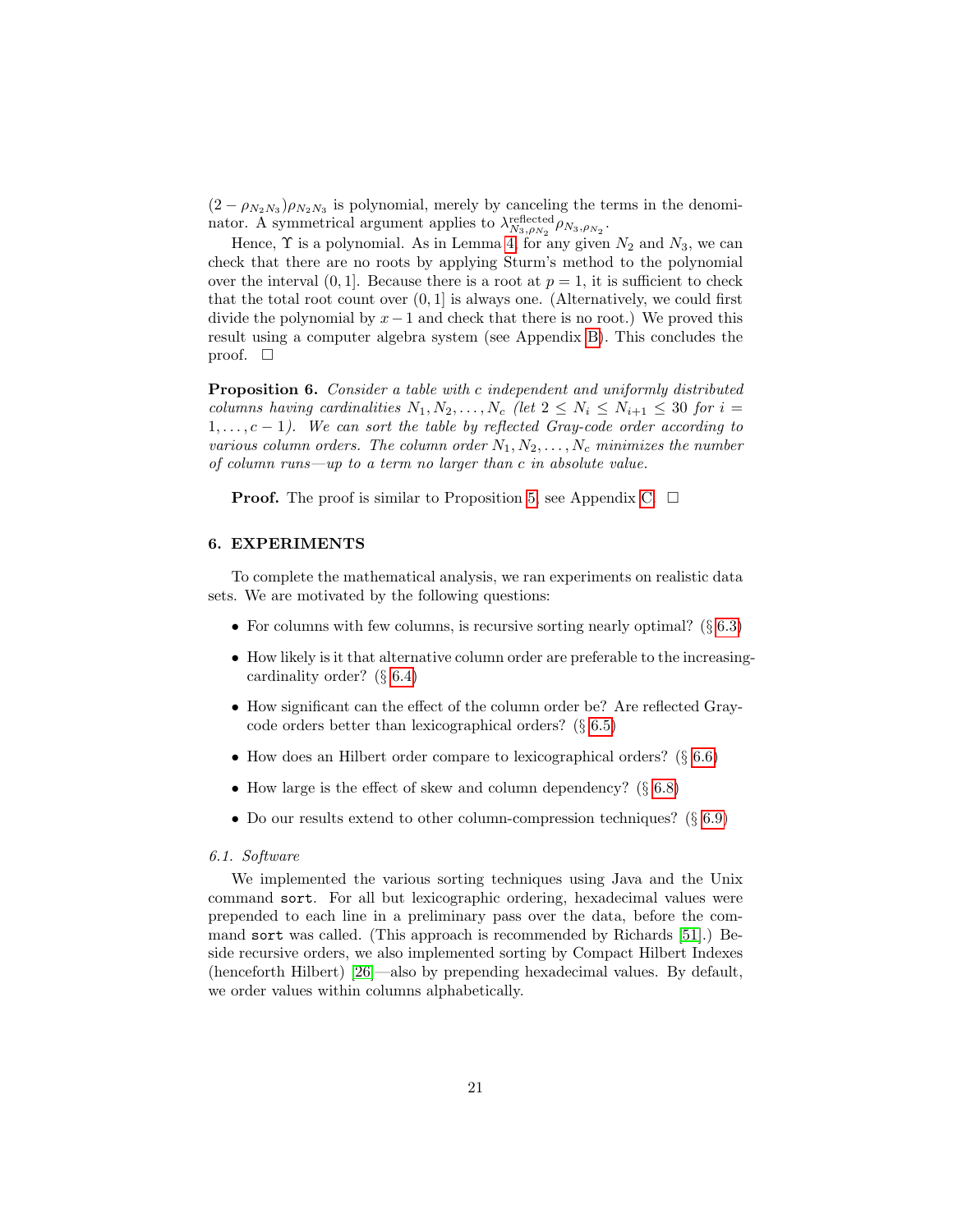$(2 - \rho_{N_2 N_3})\rho_{N_2 N_3}$ is polynomial, merely by canceling the terms in the denominator. A symmetrical argument applies to $\lambda^{\text{reflected}}_{N_3,\rho_{N_2}} \rho_{N_3,\rho_{N_2}}$.

Hence, $\Upsilon$ is a polynomial. As in Lemma 4, for any given $N_2$ and $N_3$, we can check that there are no roots by applying Sturm's method to the polynomial over the interval $(0, 1]$. Because there is a root at $p = 1$, it is sufficient to check that the total root count over $(0, 1]$ is always one. (Alternatively, we could first divide the polynomial by $x - 1$ and check that there is no root.) We proved this result using a computer algebra system (see Appendix B). This concludes the proof. □

**Proposition 6.** *Consider a table with $c$ independent and uniformly distributed columns having cardinalities $N_1, N_2, \ldots, N_c$ (let $2 \le N_i \le N_{i+1} \le 30$ for $i = 1, \ldots, c - 1$). We can sort the table by reflected Gray-code order according to various column orders. The column order $N_1, N_2, \ldots, N_c$ minimizes the number of column runs—up to a term no larger than $c$ in absolute value.*

**Proof.** The proof is similar to Proposition 5, see Appendix C. □

## 6. EXPERIMENTS

To complete the mathematical analysis, we ran experiments on realistic data sets. We are motivated by the following questions:

- For columns with few columns, is recursive sorting nearly optimal? (§ 6.3)
- How likely is it that alternative column order are preferable to the increasing-cardinality order? (§ 6.4)
- How significant can the effect of the column order be? Are reflected Gray-code orders better than lexicographical orders? (§ 6.5)
- How does an Hilbert order compare to lexicographical orders? (§ 6.6)
- How large is the effect of skew and column dependency? (§ 6.8)
- Do our results extend to other column-compression techniques? (§ 6.9)

### 6.1. Software

We implemented the various sorting techniques using Java and the Unix command `sort`. For all but lexicographic ordering, hexadecimal values were prepended to each line in a preliminary pass over the data, before the command `sort` was called. (This approach is recommended by Richards [51].) Beside recursive orders, we also implemented sorting by Compact Hilbert Indexes (henceforth Hilbert) [26]—also by prepending hexadecimal values. By default, we order values within columns alphabetically.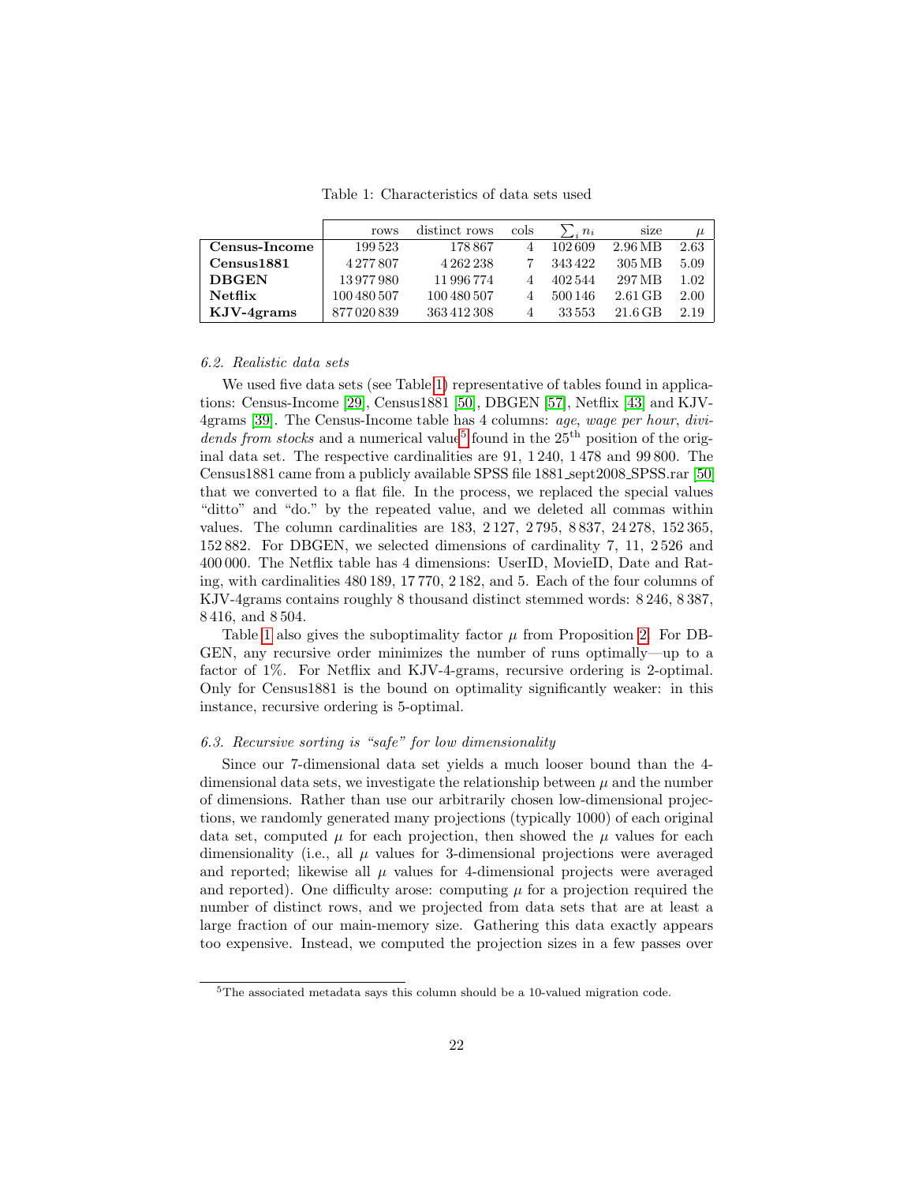Table 1: Characteristics of data sets used

| | rows | distinct rows | cols | $\sum_i n_i$ | size | $\mu$ |
|---|---|---|---|---|---|---|
| **Census-Income** | 199 523 | 178 867 | 4 | 102 609 | 2.96 MB | 2.63 |
| **Census1881** | 4 277 807 | 4 262 238 | 7 | 343 422 | 305 MB | 5.09 |
| **DBGEN** | 13 977 980 | 11 996 774 | 4 | 402 544 | 297 MB | 1.02 |
| **Netflix** | 100 480 507 | 100 480 507 | 4 | 500 146 | 2.61 GB | 2.00 |
| **KJV-4grams** | 877 020 839 | 363 412 308 | 4 | 33 553 | 21.6 GB | 2.19 |

### *6.2. Realistic data sets*

We used five data sets (see Table 1) representative of tables found in applications: Census-Income [29], Census1881 [50], DBGEN [57], Netflix [43] and KJV-4grams [39]. The Census-Income table has 4 columns: *age*, *wage per hour*, *dividends from stocks* and a numerical value[5] found in the $25^{\text{th}}$ position of the original data set. The respective cardinalities are 91, 1 240, 1 478 and 99 800. The Census1881 came from a publicly available SPSS file 1881_sept2008_SPSS.rar [50] that we converted to a flat file. In the process, we replaced the special values "ditto" and "do." by the repeated value, and we deleted all commas within values. The column cardinalities are 183, 2 127, 2 795, 8 837, 24 278, 152 365, 152 882. For DBGEN, we selected dimensions of cardinality 7, 11, 2 526 and 400 000. The Netflix table has 4 dimensions: UserID, MovieID, Date and Rating, with cardinalities 480 189, 17 770, 2 182, and 5. Each of the four columns of KJV-4grams contains roughly 8 thousand distinct stemmed words: 8 246, 8 387, 8 416, and 8 504.

Table 1 also gives the suboptimality factor $\mu$ from Proposition 2. For DBGEN, any recursive order minimizes the number of runs optimally—up to a factor of 1%. For Netflix and KJV-4-grams, recursive ordering is 2-optimal. Only for Census1881 is the bound on optimality significantly weaker: in this instance, recursive ordering is 5-optimal.

### *6.3. Recursive sorting is "safe" for low dimensionality*

Since our 7-dimensional data set yields a much looser bound than the 4-dimensional data sets, we investigate the relationship between $\mu$ and the number of dimensions. Rather than use our arbitrarily chosen low-dimensional projections, we randomly generated many projections (typically 1000) of each original data set, computed $\mu$ for each projection, then showed the $\mu$ values for each dimensionality (i.e., all $\mu$ values for 3-dimensional projections were averaged and reported; likewise all $\mu$ values for 4-dimensional projects were averaged and reported). One difficulty arose: computing $\mu$ for a projection required the number of distinct rows, and we projected from data sets that are at least a large fraction of our main-memory size. Gathering this data exactly appears too expensive. Instead, we computed the projection sizes in a few passes over

[5] The associated metadata says this column should be a 10-valued migration code.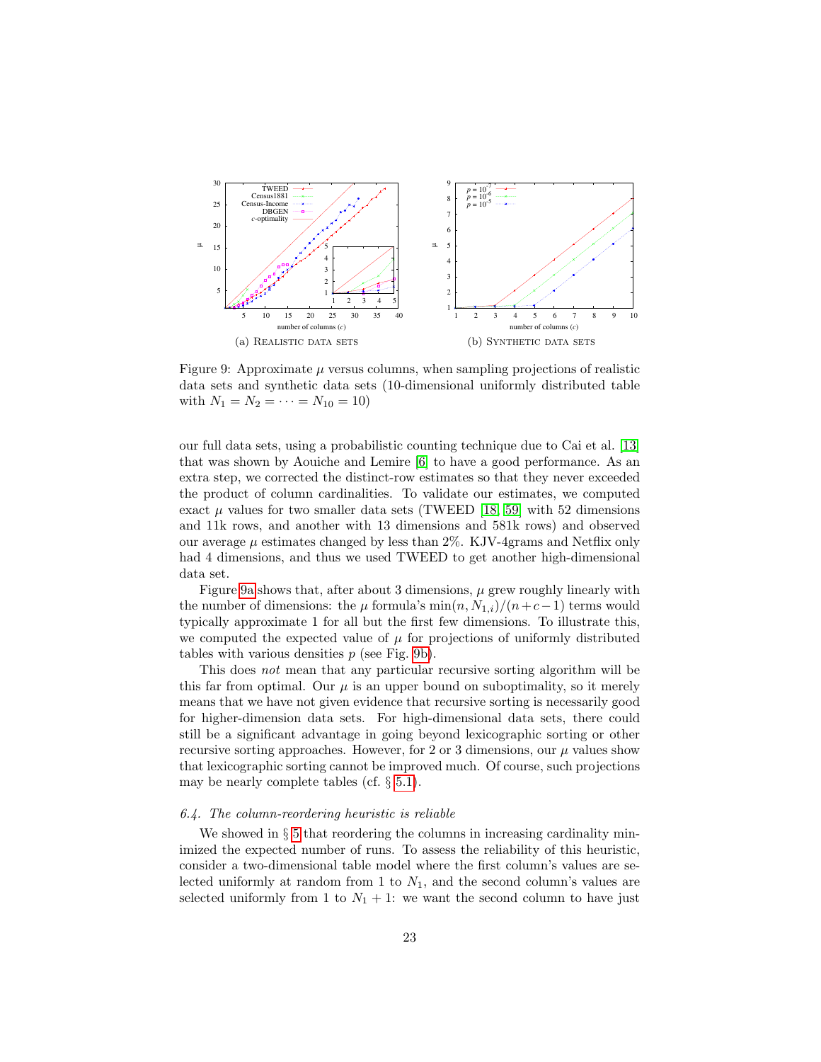(a) Realistic data sets

(b) Synthetic data sets

Figure 9: Approximate $\mu$ versus columns, when sampling projections of realistic data sets and synthetic data sets (10-dimensional uniformly distributed table with $N_1 = N_2 = \cdots = N_{10} = 10$)

our full data sets, using a probabilistic counting technique due to Cai et al. [13] that was shown by Aouiche and Lemire [6] to have a good performance. As an extra step, we corrected the distinct-row estimates so that they never exceeded the product of column cardinalities. To validate our estimates, we computed exact $\mu$ values for two smaller data sets (TWEED [18, 59] with 52 dimensions and 11k rows, and another with 13 dimensions and 581k rows) and observed our average $\mu$ estimates changed by less than 2%. KJV-4grams and Netflix only had 4 dimensions, and thus we used TWEED to get another high-dimensional data set.

Figure 9a shows that, after about 3 dimensions, $\mu$ grew roughly linearly with the number of dimensions: the $\mu$ formula's $\min(n, N_{1,i})/(n+c-1)$ terms would typically approximate 1 for all but the first few dimensions. To illustrate this, we computed the expected value of $\mu$ for projections of uniformly distributed tables with various densities $p$ (see Fig. 9b).

This does *not* mean that any particular recursive sorting algorithm will be this far from optimal. Our $\mu$ is an upper bound on suboptimality, so it merely means that we have not given evidence that recursive sorting is necessarily good for higher-dimension data sets. For high-dimensional data sets, there could still be a significant advantage in going beyond lexicographic sorting or other recursive sorting approaches. However, for 2 or 3 dimensions, our $\mu$ values show that lexicographic sorting cannot be improved much. Of course, such projections may be nearly complete tables (cf. § 5.1).

### 6.4. The column-reordering heuristic is reliable

We showed in § 5 that reordering the columns in increasing cardinality minimized the expected number of runs. To assess the reliability of this heuristic, consider a two-dimensional table model where the first column's values are selected uniformly at random from 1 to $N_1$, and the second column's values are selected uniformly from 1 to $N_1 + 1$: we want the second column to have just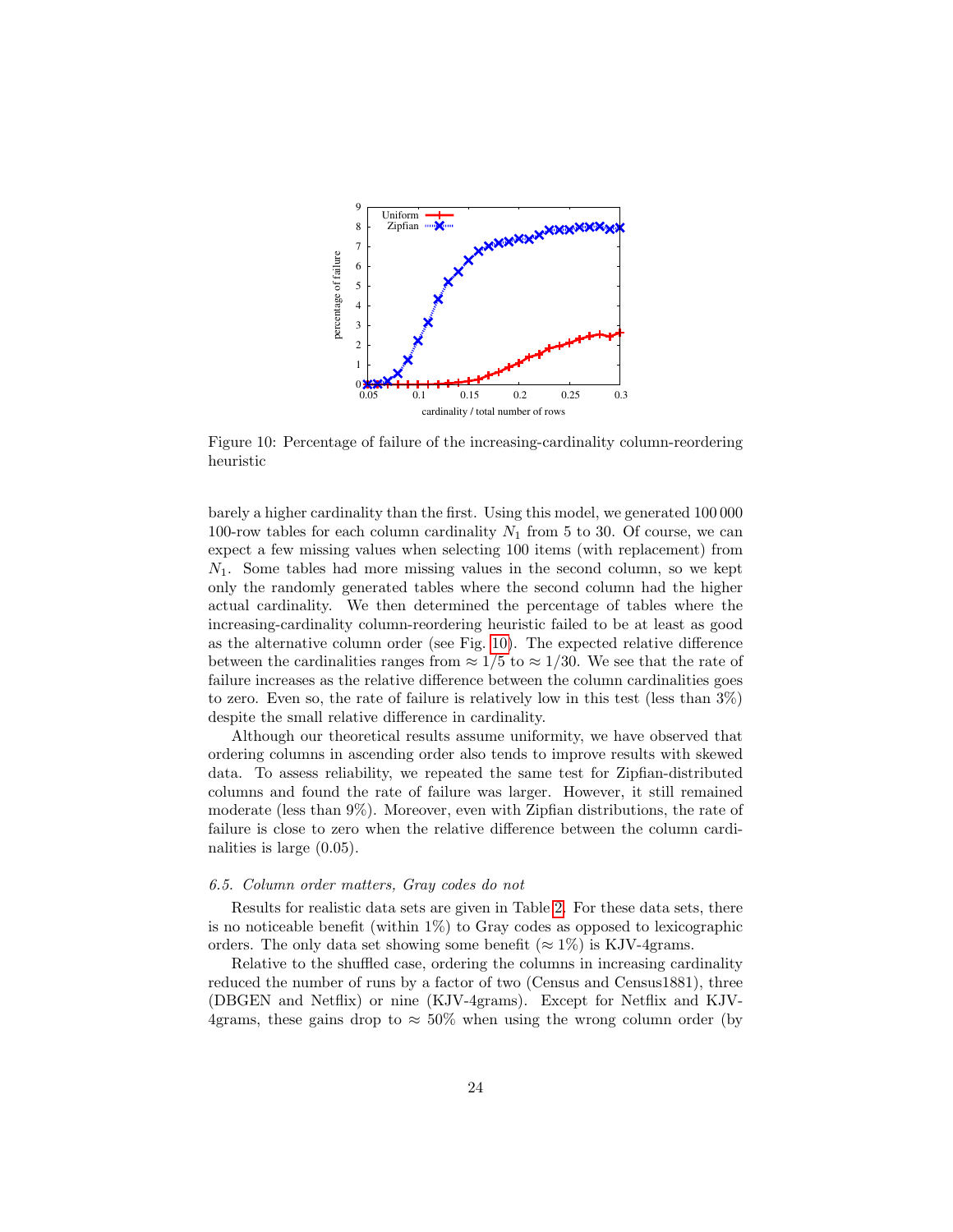Figure 10: Percentage of failure of the increasing-cardinality column-reordering heuristic

barely a higher cardinality than the first. Using this model, we generated 100 000 100-row tables for each column cardinality $N_1$ from 5 to 30. Of course, we can expect a few missing values when selecting 100 items (with replacement) from $N_1$. Some tables had more missing values in the second column, so we kept only the randomly generated tables where the second column had the higher actual cardinality. We then determined the percentage of tables where the increasing-cardinality column-reordering heuristic failed to be at least as good as the alternative column order (see Fig. 10). The expected relative difference between the cardinalities ranges from $\approx 1/5$ to $\approx 1/30$. We see that the rate of failure increases as the relative difference between the column cardinalities goes to zero. Even so, the rate of failure is relatively low in this test (less than 3%) despite the small relative difference in cardinality.

Although our theoretical results assume uniformity, we have observed that ordering columns in ascending order also tends to improve results with skewed data. To assess reliability, we repeated the same test for Zipfian-distributed columns and found the rate of failure was larger. However, it still remained moderate (less than 9%). Moreover, even with Zipfian distributions, the rate of failure is close to zero when the relative difference between the column cardinalities is large (0.05).

### *6.5. Column order matters, Gray codes do not*

Results for realistic data sets are given in Table 2. For these data sets, there is no noticeable benefit (within 1%) to Gray codes as opposed to lexicographic orders. The only data set showing some benefit ($\approx 1$%) is KJV-4grams.

Relative to the shuffled case, ordering the columns in increasing cardinality reduced the number of runs by a factor of two (Census and Census1881), three (DBGEN and Netflix) or nine (KJV-4grams). Except for Netflix and KJV-4grams, these gains drop to $\approx 50$% when using the wrong column order (by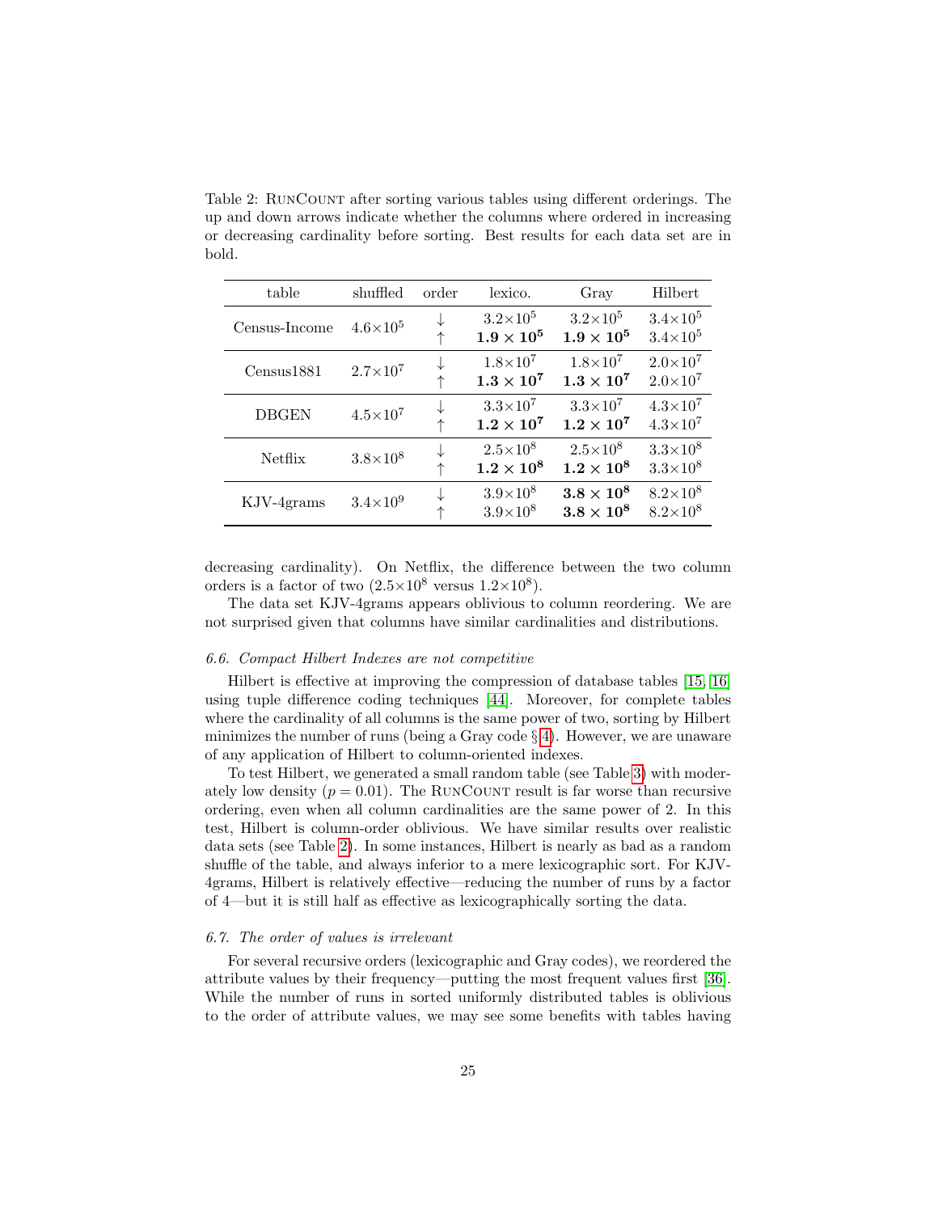Table 2: RunCount after sorting various tables using different orderings. The up and down arrows indicate whether the columns where ordered in increasing or decreasing cardinality before sorting. Best results for each data set are in bold.

| table | shuffled | order | lexico. | Gray | Hilbert |
|---|---|---|---|---|---|
| Census-Income | $4.6\times10^5$ | ↓ | $3.2\times10^5$ | $3.2\times10^5$ | $3.4\times10^5$ |
| | | ↑ | $\mathbf{1.9\times10^5}$ | $\mathbf{1.9\times10^5}$ | $3.4\times10^5$ |
| Census1881 | $2.7\times10^7$ | ↓ | $1.8\times10^7$ | $1.8\times10^7$ | $2.0\times10^7$ |
| | | ↑ | $\mathbf{1.3\times10^7}$ | $\mathbf{1.3\times10^7}$ | $2.0\times10^7$ |
| DBGEN | $4.5\times10^7$ | ↓ | $3.3\times10^7$ | $3.3\times10^7$ | $4.3\times10^7$ |
| | | ↑ | $\mathbf{1.2\times10^7}$ | $\mathbf{1.2\times10^7}$ | $4.3\times10^7$ |
| Netflix | $3.8\times10^8$ | ↓ | $2.5\times10^8$ | $2.5\times10^8$ | $3.3\times10^8$ |
| | | ↑ | $\mathbf{1.2\times10^8}$ | $\mathbf{1.2\times10^8}$ | $3.3\times10^8$ |
| KJV-4grams | $3.4\times10^9$ | ↓ | $3.9\times10^8$ | $\mathbf{3.8\times10^8}$ | $8.2\times10^8$ |
| | | ↑ | $3.9\times10^8$ | $\mathbf{3.8\times10^8}$ | $8.2\times10^8$ |

decreasing cardinality). On Netflix, the difference between the two column orders is a factor of two ($2.5\times10^8$ versus $1.2\times10^8$).

The data set KJV-4grams appears oblivious to column reordering. We are not surprised given that columns have similar cardinalities and distributions.

*6.6. Compact Hilbert Indexes are not competitive*

Hilbert is effective at improving the compression of database tables [15, 16] using tuple difference coding techniques [44]. Moreover, for complete tables where the cardinality of all columns is the same power of two, sorting by Hilbert minimizes the number of runs (being a Gray code § 4). However, we are unaware of any application of Hilbert to column-oriented indexes.

To test Hilbert, we generated a small random table (see Table 3) with moderately low density ($p = 0.01$). The RunCount result is far worse than recursive ordering, even when all column cardinalities are the same power of 2. In this test, Hilbert is column-order oblivious. We have similar results over realistic data sets (see Table 2). In some instances, Hilbert is nearly as bad as a random shuffle of the table, and always inferior to a mere lexicographic sort. For KJV-4grams, Hilbert is relatively effective—reducing the number of runs by a factor of 4—but it is still half as effective as lexicographically sorting the data.

*6.7. The order of values is irrelevant*

For several recursive orders (lexicographic and Gray codes), we reordered the attribute values by their frequency—putting the most frequent values first [36]. While the number of runs in sorted uniformly distributed tables is oblivious to the order of attribute values, we may see some benefits with tables having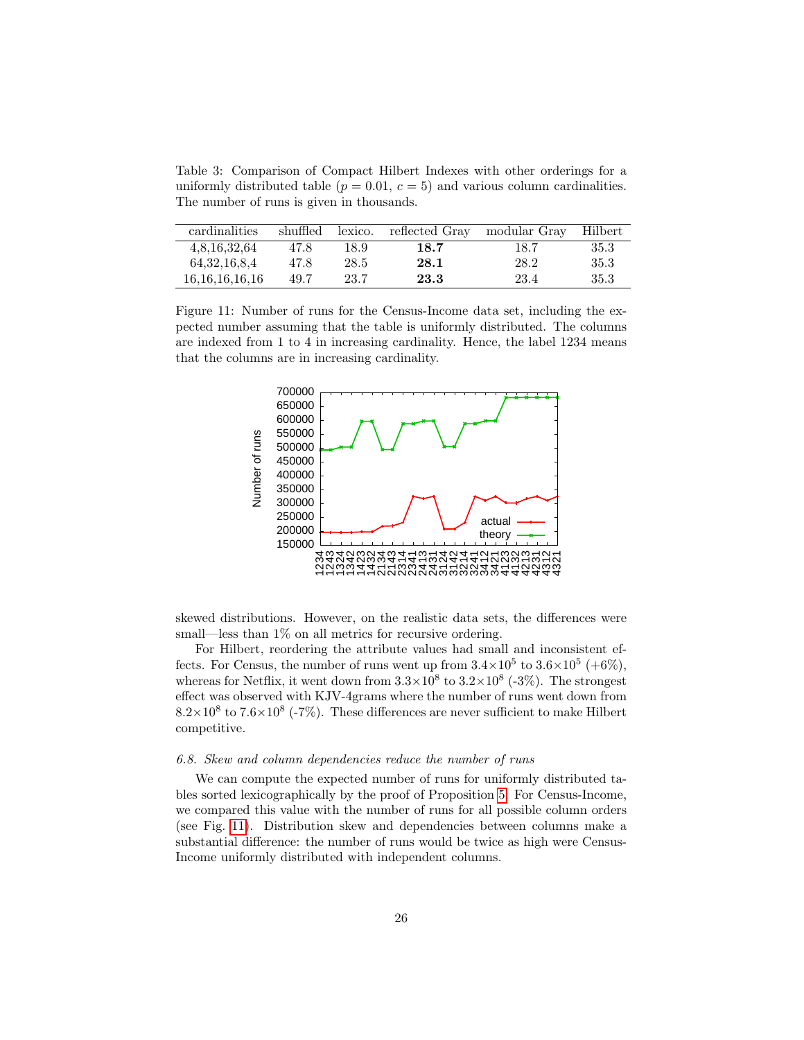Table 3: Comparison of Compact Hilbert Indexes with other orderings for a uniformly distributed table ($p = 0.01$, $c = 5$) and various column cardinalities. The number of runs is given in thousands.

| cardinalities | shuffled | lexico. | reflected Gray | modular Gray | Hilbert |
|---|---|---|---|---|---|
| 4,8,16,32,64 | 47.8 | 18.9 | **18.7** | 18.7 | 35.3 |
| 64,32,16,8,4 | 47.8 | 28.5 | **28.1** | 28.2 | 35.3 |
| 16,16,16,16,16 | 49.7 | 23.7 | **23.3** | 23.4 | 35.3 |

Figure 11: Number of runs for the Census-Income data set, including the expected number assuming that the table is uniformly distributed. The columns are indexed from 1 to 4 in increasing cardinality. Hence, the label 1234 means that the columns are in increasing cardinality.

skewed distributions. However, on the realistic data sets, the differences were small—less than 1% on all metrics for recursive ordering.

For Hilbert, reordering the attribute values had small and inconsistent effects. For Census, the number of runs went up from $3.4\times10^5$ to $3.6\times10^5$ (+6%), whereas for Netflix, it went down from $3.3\times10^8$ to $3.2\times10^8$ (-3%). The strongest effect was observed with KJV-4grams where the number of runs went down from $8.2\times10^8$ to $7.6\times10^8$ (-7%). These differences are never sufficient to make Hilbert competitive.

### *6.8. Skew and column dependencies reduce the number of runs*

We can compute the expected number of runs for uniformly distributed tables sorted lexicographically by the proof of Proposition 5. For Census-Income, we compared this value with the number of runs for all possible column orders (see Fig. 11). Distribution skew and dependencies between columns make a substantial difference: the number of runs would be twice as high were Census-Income uniformly distributed with independent columns.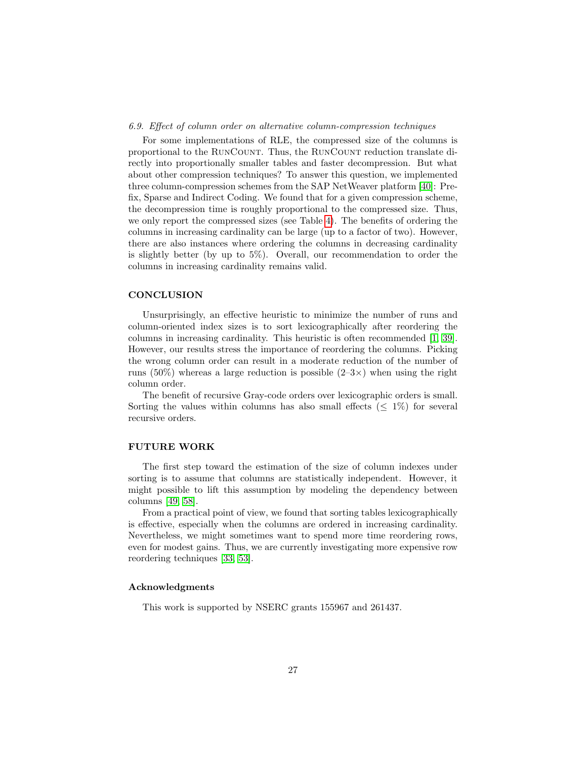### 6.9. Effect of column order on alternative column-compression techniques

For some implementations of RLE, the compressed size of the columns is proportional to the RunCount. Thus, the RunCount reduction translate directly into proportionally smaller tables and faster decompression. But what about other compression techniques? To answer this question, we implemented three column-compression schemes from the SAP NetWeaver platform [40]: Prefix, Sparse and Indirect Coding. We found that for a given compression scheme, the decompression time is roughly proportional to the compressed size. Thus, we only report the compressed sizes (see Table 4). The benefits of ordering the columns in increasing cardinality can be large (up to a factor of two). However, there are also instances where ordering the columns in decreasing cardinality is slightly better (by up to 5%). Overall, our recommendation to order the columns in increasing cardinality remains valid.

## CONCLUSION

Unsurprisingly, an effective heuristic to minimize the number of runs and column-oriented index sizes is to sort lexicographically after reordering the columns in increasing cardinality. This heuristic is often recommended [1, 39]. However, our results stress the importance of reordering the columns. Picking the wrong column order can result in a moderate reduction of the number of runs (50%) whereas a large reduction is possible (2–3×) when using the right column order.

The benefit of recursive Gray-code orders over lexicographic orders is small. Sorting the values within columns has also small effects ($\leq$ 1%) for several recursive orders.

## FUTURE WORK

The first step toward the estimation of the size of column indexes under sorting is to assume that columns are statistically independent. However, it might possible to lift this assumption by modeling the dependency between columns [49, 58].

From a practical point of view, we found that sorting tables lexicographically is effective, especially when the columns are ordered in increasing cardinality. Nevertheless, we might sometimes want to spend more time reordering rows, even for modest gains. Thus, we are currently investigating more expensive row reordering techniques [33, 53].

### Acknowledgments

This work is supported by NSERC grants 155967 and 261437.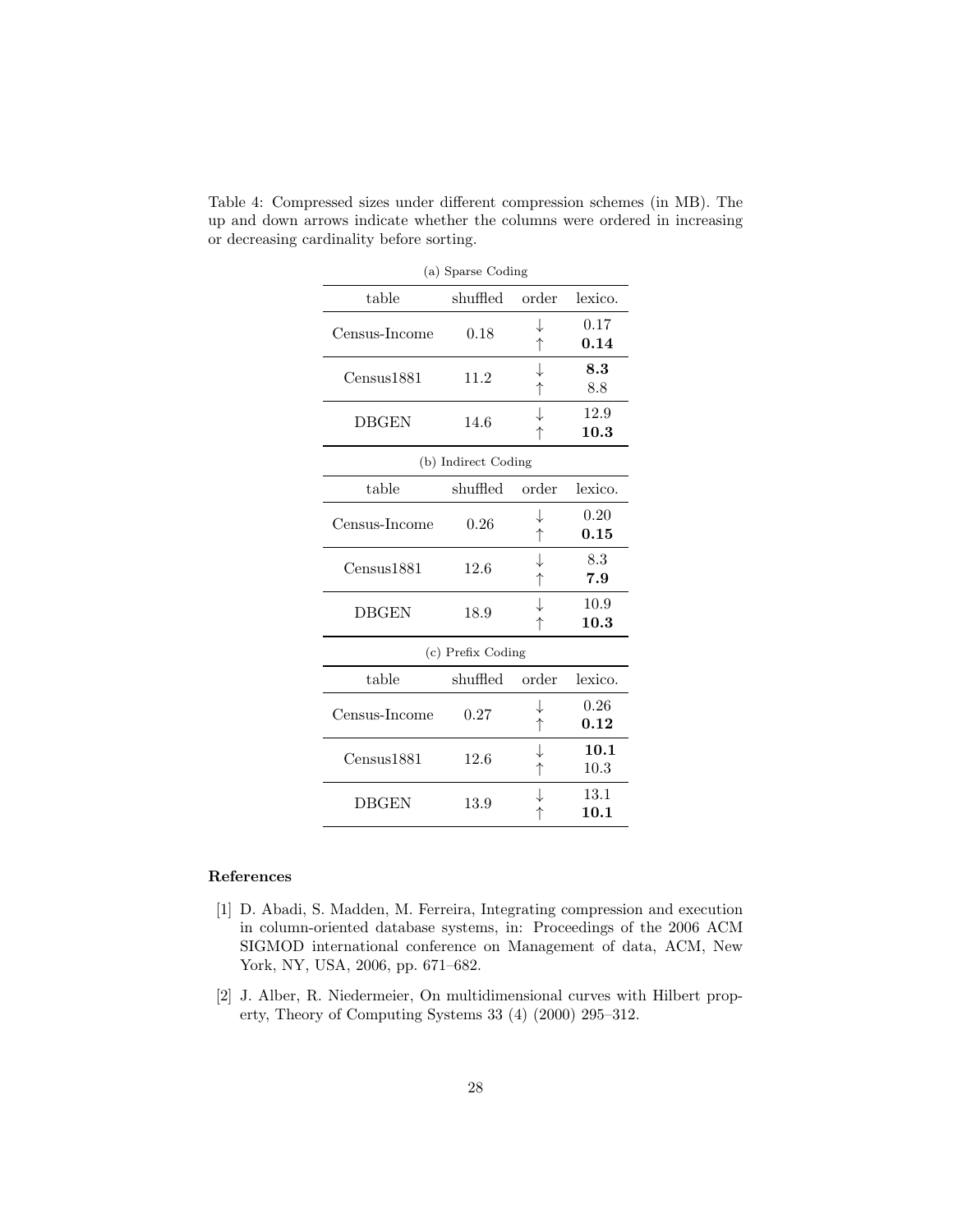Table 4: Compressed sizes under different compression schemes (in MB). The up and down arrows indicate whether the columns were ordered in increasing or decreasing cardinality before sorting.

(a) Sparse Coding

| table | shuffled | order | lexico. |
|---|---|---|---|
| Census-Income | 0.18 | ↓ | 0.17 |
| | | ↑ | **0.14** |
| Census1881 | 11.2 | ↓ | **8.3** |
| | | ↑ | 8.8 |
| DBGEN | 14.6 | ↓ | 12.9 |
| | | ↑ | **10.3** |

(b) Indirect Coding

| table | shuffled | order | lexico. |
|---|---|---|---|
| Census-Income | 0.26 | ↓ | 0.20 |
| | | ↑ | **0.15** |
| Census1881 | 12.6 | ↓ | 8.3 |
| | | ↑ | **7.9** |
| DBGEN | 18.9 | ↓ | 10.9 |
| | | ↑ | **10.3** |

(c) Prefix Coding

| table | shuffled | order | lexico. |
|---|---|---|---|
| Census-Income | 0.27 | ↓ | 0.26 |
| | | ↑ | **0.12** |
| Census1881 | 12.6 | ↓ | **10.1** |
| | | ↑ | 10.3 |
| DBGEN | 13.9 | ↓ | 13.1 |
| | | ↑ | **10.1** |

## References

[1] D. Abadi, S. Madden, M. Ferreira, Integrating compression and execution in column-oriented database systems, in: Proceedings of the 2006 ACM SIGMOD international conference on Management of data, ACM, New York, NY, USA, 2006, pp. 671–682.

[2] J. Alber, R. Niedermeier, On multidimensional curves with Hilbert property, Theory of Computing Systems 33 (4) (2000) 295–312.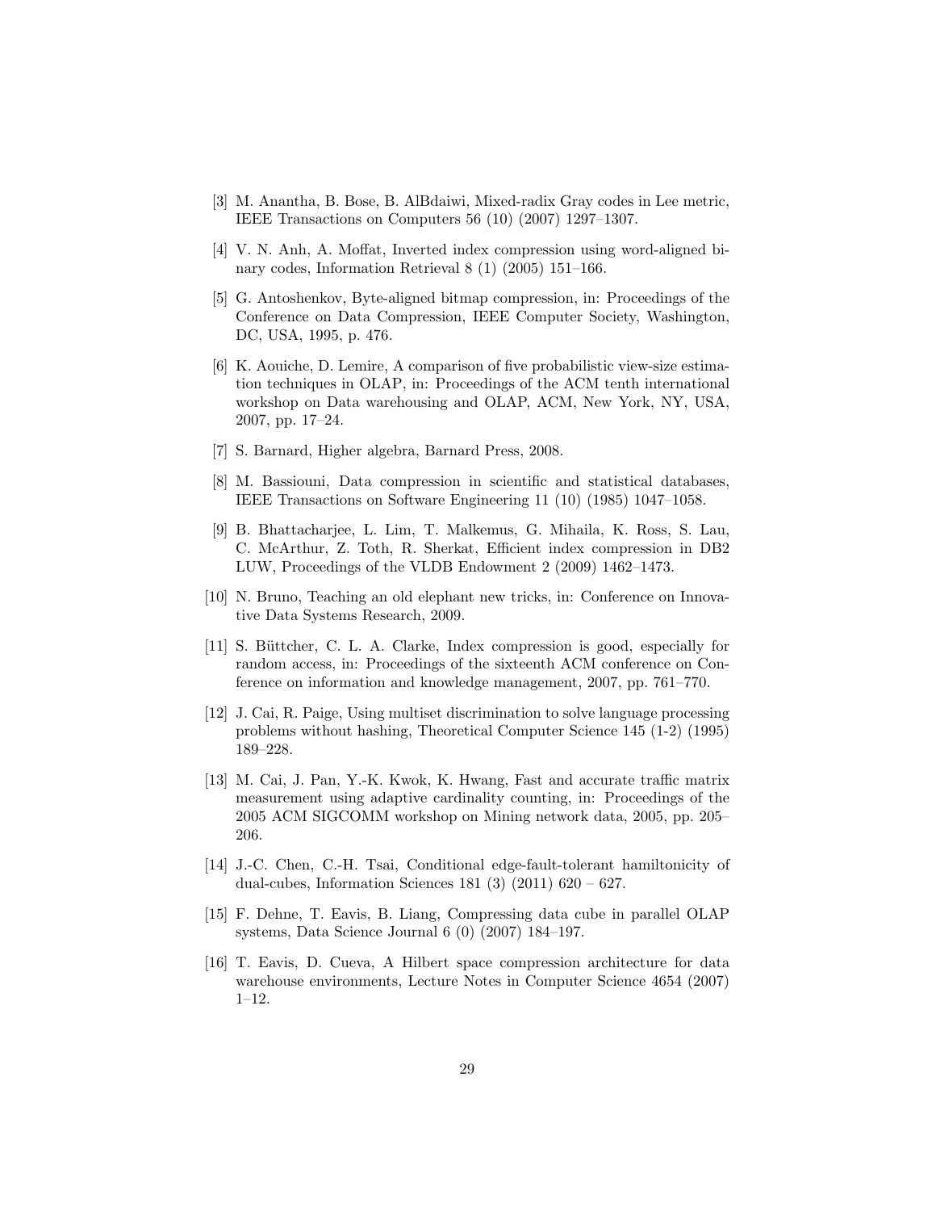[3] M. Anantha, B. Bose, B. AlBdaiwi, Mixed-radix Gray codes in Lee metric, IEEE Transactions on Computers 56 (10) (2007) 1297–1307.

[4] V. N. Anh, A. Moffat, Inverted index compression using word-aligned binary codes, Information Retrieval 8 (1) (2005) 151–166.

[5] G. Antoshenkov, Byte-aligned bitmap compression, in: Proceedings of the Conference on Data Compression, IEEE Computer Society, Washington, DC, USA, 1995, p. 476.

[6] K. Aouiche, D. Lemire, A comparison of five probabilistic view-size estimation techniques in OLAP, in: Proceedings of the ACM tenth international workshop on Data warehousing and OLAP, ACM, New York, NY, USA, 2007, pp. 17–24.

[7] S. Barnard, Higher algebra, Barnard Press, 2008.

[8] M. Bassiouni, Data compression in scientific and statistical databases, IEEE Transactions on Software Engineering 11 (10) (1985) 1047–1058.

[9] B. Bhattacharjee, L. Lim, T. Malkemus, G. Mihaila, K. Ross, S. Lau, C. McArthur, Z. Toth, R. Sherkat, Efficient index compression in DB2 LUW, Proceedings of the VLDB Endowment 2 (2009) 1462–1473.

[10] N. Bruno, Teaching an old elephant new tricks, in: Conference on Innovative Data Systems Research, 2009.

[11] S. Büttcher, C. L. A. Clarke, Index compression is good, especially for random access, in: Proceedings of the sixteenth ACM conference on Conference on information and knowledge management, 2007, pp. 761–770.

[12] J. Cai, R. Paige, Using multiset discrimination to solve language processing problems without hashing, Theoretical Computer Science 145 (1-2) (1995) 189–228.

[13] M. Cai, J. Pan, Y.-K. Kwok, K. Hwang, Fast and accurate traffic matrix measurement using adaptive cardinality counting, in: Proceedings of the 2005 ACM SIGCOMM workshop on Mining network data, 2005, pp. 205–206.

[14] J.-C. Chen, C.-H. Tsai, Conditional edge-fault-tolerant hamiltonicity of dual-cubes, Information Sciences 181 (3) (2011) 620 – 627.

[15] F. Dehne, T. Eavis, B. Liang, Compressing data cube in parallel OLAP systems, Data Science Journal 6 (0) (2007) 184–197.

[16] T. Eavis, D. Cueva, A Hilbert space compression architecture for data warehouse environments, Lecture Notes in Computer Science 4654 (2007) 1–12.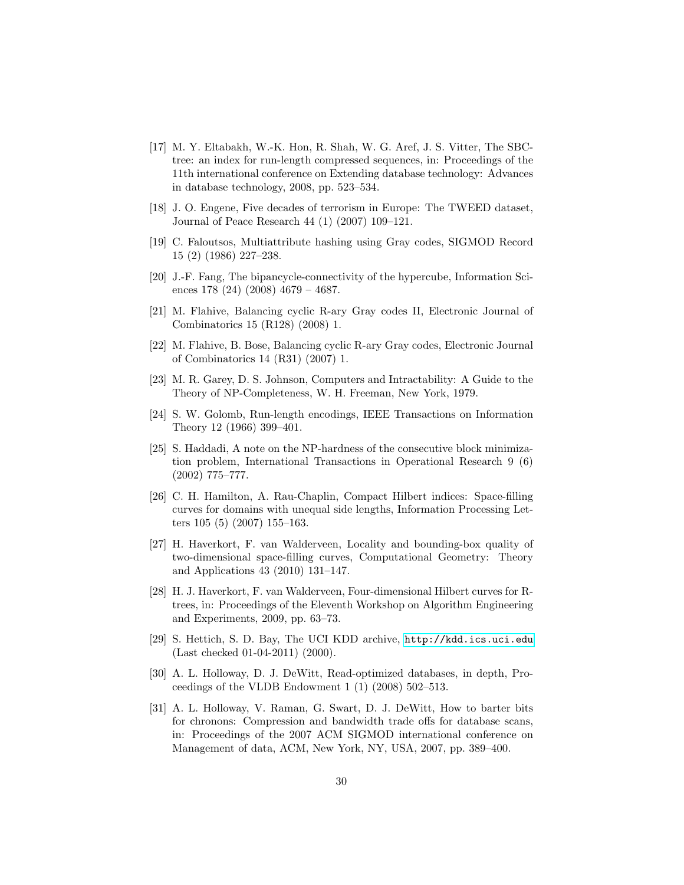[17] M. Y. Eltabakh, W.-K. Hon, R. Shah, W. G. Aref, J. S. Vitter, The SBC-tree: an index for run-length compressed sequences, in: Proceedings of the 11th international conference on Extending database technology: Advances in database technology, 2008, pp. 523–534.

[18] J. O. Engene, Five decades of terrorism in Europe: The TWEED dataset, Journal of Peace Research 44 (1) (2007) 109–121.

[19] C. Faloutsos, Multiattribute hashing using Gray codes, SIGMOD Record 15 (2) (1986) 227–238.

[20] J.-F. Fang, The bipancycle-connectivity of the hypercube, Information Sciences 178 (24) (2008) 4679 – 4687.

[21] M. Flahive, Balancing cyclic R-ary Gray codes II, Electronic Journal of Combinatorics 15 (R128) (2008) 1.

[22] M. Flahive, B. Bose, Balancing cyclic R-ary Gray codes, Electronic Journal of Combinatorics 14 (R31) (2007) 1.

[23] M. R. Garey, D. S. Johnson, Computers and Intractability: A Guide to the Theory of NP-Completeness, W. H. Freeman, New York, 1979.

[24] S. W. Golomb, Run-length encodings, IEEE Transactions on Information Theory 12 (1966) 399–401.

[25] S. Haddadi, A note on the NP-hardness of the consecutive block minimization problem, International Transactions in Operational Research 9 (6) (2002) 775–777.

[26] C. H. Hamilton, A. Rau-Chaplin, Compact Hilbert indices: Space-filling curves for domains with unequal side lengths, Information Processing Letters 105 (5) (2007) 155–163.

[27] H. Haverkort, F. van Walderveen, Locality and bounding-box quality of two-dimensional space-filling curves, Computational Geometry: Theory and Applications 43 (2010) 131–147.

[28] H. J. Haverkort, F. van Walderveen, Four-dimensional Hilbert curves for R-trees, in: Proceedings of the Eleventh Workshop on Algorithm Engineering and Experiments, 2009, pp. 63–73.

[29] S. Hettich, S. D. Bay, The UCI KDD archive, http://kdd.ics.uci.edu (Last checked 01-04-2011) (2000).

[30] A. L. Holloway, D. J. DeWitt, Read-optimized databases, in depth, Proceedings of the VLDB Endowment 1 (1) (2008) 502–513.

[31] A. L. Holloway, V. Raman, G. Swart, D. J. DeWitt, How to barter bits for chronons: Compression and bandwidth trade offs for database scans, in: Proceedings of the 2007 ACM SIGMOD international conference on Management of data, ACM, New York, NY, USA, 2007, pp. 389–400.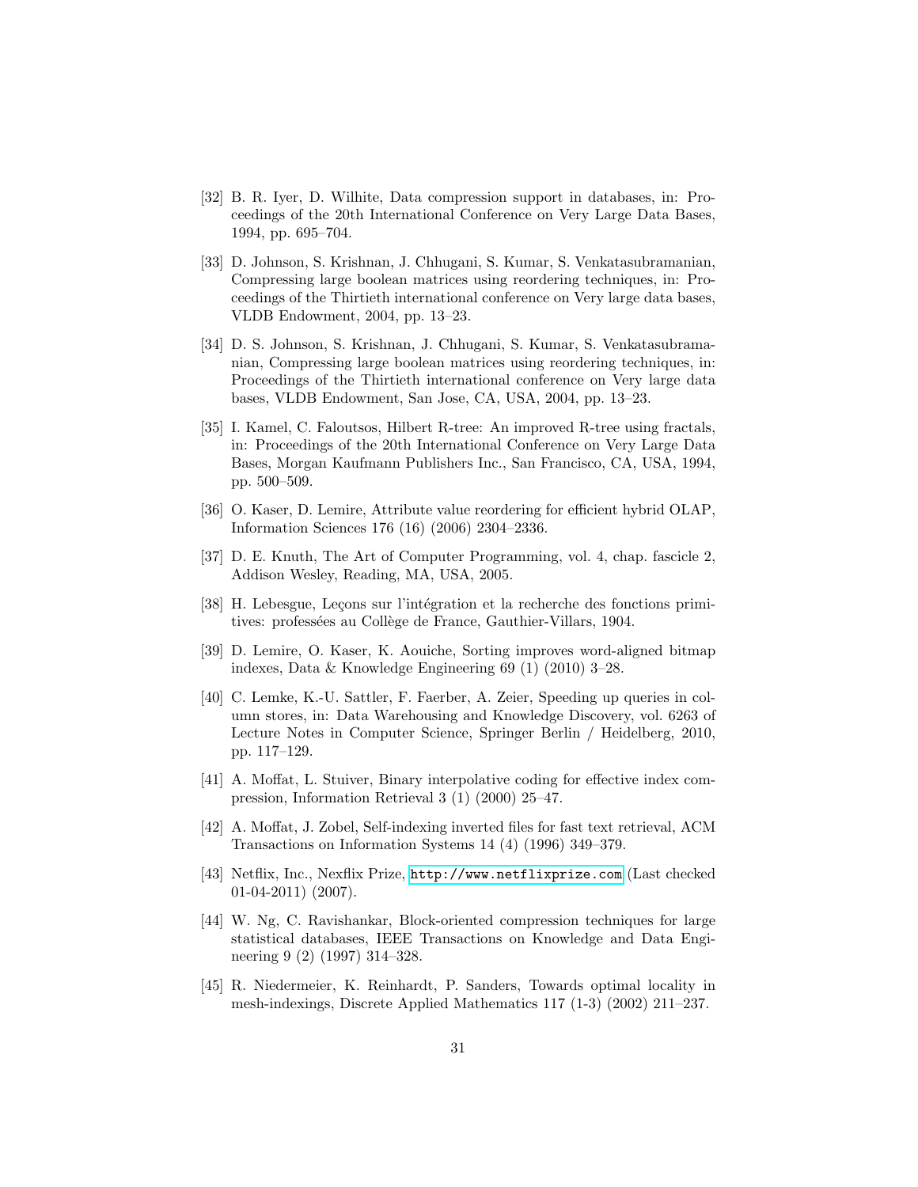[32] B. R. Iyer, D. Wilhite, Data compression support in databases, in: Proceedings of the 20th International Conference on Very Large Data Bases, 1994, pp. 695–704.

[33] D. Johnson, S. Krishnan, J. Chhugani, S. Kumar, S. Venkatasubramanian, Compressing large boolean matrices using reordering techniques, in: Proceedings of the Thirtieth international conference on Very large data bases, VLDB Endowment, 2004, pp. 13–23.

[34] D. S. Johnson, S. Krishnan, J. Chhugani, S. Kumar, S. Venkatasubramanian, Compressing large boolean matrices using reordering techniques, in: Proceedings of the Thirtieth international conference on Very large data bases, VLDB Endowment, San Jose, CA, USA, 2004, pp. 13–23.

[35] I. Kamel, C. Faloutsos, Hilbert R-tree: An improved R-tree using fractals, in: Proceedings of the 20th International Conference on Very Large Data Bases, Morgan Kaufmann Publishers Inc., San Francisco, CA, USA, 1994, pp. 500–509.

[36] O. Kaser, D. Lemire, Attribute value reordering for efficient hybrid OLAP, Information Sciences 176 (16) (2006) 2304–2336.

[37] D. E. Knuth, The Art of Computer Programming, vol. 4, chap. fascicle 2, Addison Wesley, Reading, MA, USA, 2005.

[38] H. Lebesgue, Leçons sur l'intégration et la recherche des fonctions primitives: professées au Collège de France, Gauthier-Villars, 1904.

[39] D. Lemire, O. Kaser, K. Aouiche, Sorting improves word-aligned bitmap indexes, Data & Knowledge Engineering 69 (1) (2010) 3–28.

[40] C. Lemke, K.-U. Sattler, F. Faerber, A. Zeier, Speeding up queries in column stores, in: Data Warehousing and Knowledge Discovery, vol. 6263 of Lecture Notes in Computer Science, Springer Berlin / Heidelberg, 2010, pp. 117–129.

[41] A. Moffat, L. Stuiver, Binary interpolative coding for effective index compression, Information Retrieval 3 (1) (2000) 25–47.

[42] A. Moffat, J. Zobel, Self-indexing inverted files for fast text retrieval, ACM Transactions on Information Systems 14 (4) (1996) 349–379.

[43] Netflix, Inc., Nexflix Prize, http://www.netflixprize.com (Last checked 01-04-2011) (2007).

[44] W. Ng, C. Ravishankar, Block-oriented compression techniques for large statistical databases, IEEE Transactions on Knowledge and Data Engineering 9 (2) (1997) 314–328.

[45] R. Niedermeier, K. Reinhardt, P. Sanders, Towards optimal locality in mesh-indexings, Discrete Applied Mathematics 117 (1-3) (2002) 211–237.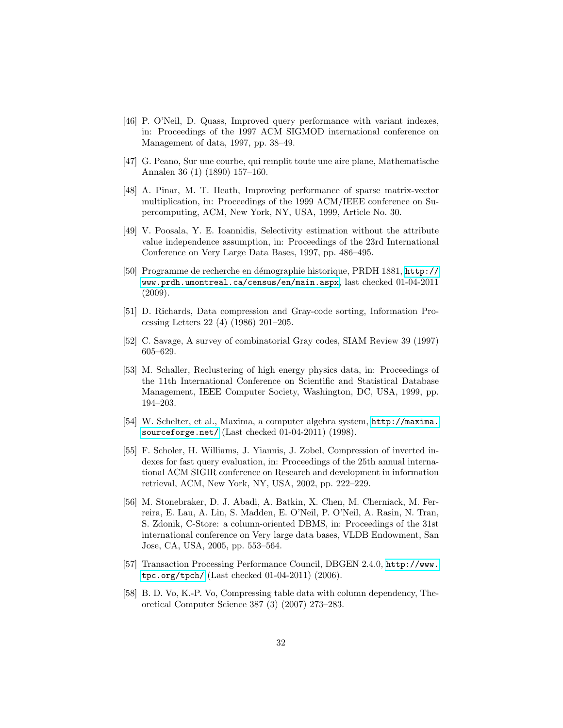[46] P. O'Neil, D. Quass, Improved query performance with variant indexes, in: Proceedings of the 1997 ACM SIGMOD international conference on Management of data, 1997, pp. 38–49.

[47] G. Peano, Sur une courbe, qui remplit toute une aire plane, Mathematische Annalen 36 (1) (1890) 157–160.

[48] A. Pinar, M. T. Heath, Improving performance of sparse matrix-vector multiplication, in: Proceedings of the 1999 ACM/IEEE conference on Supercomputing, ACM, New York, NY, USA, 1999, Article No. 30.

[49] V. Poosala, Y. E. Ioannidis, Selectivity estimation without the attribute value independence assumption, in: Proceedings of the 23rd International Conference on Very Large Data Bases, 1997, pp. 486–495.

[50] Programme de recherche en démographie historique, PRDH 1881, http://www.prdh.umontreal.ca/census/en/main.aspx, last checked 01-04-2011 (2009).

[51] D. Richards, Data compression and Gray-code sorting, Information Processing Letters 22 (4) (1986) 201–205.

[52] C. Savage, A survey of combinatorial Gray codes, SIAM Review 39 (1997) 605–629.

[53] M. Schaller, Reclustering of high energy physics data, in: Proceedings of the 11th International Conference on Scientific and Statistical Database Management, IEEE Computer Society, Washington, DC, USA, 1999, pp. 194–203.

[54] W. Schelter, et al., Maxima, a computer algebra system, http://maxima.sourceforge.net/ (Last checked 01-04-2011) (1998).

[55] F. Scholer, H. Williams, J. Yiannis, J. Zobel, Compression of inverted indexes for fast query evaluation, in: Proceedings of the 25th annual international ACM SIGIR conference on Research and development in information retrieval, ACM, New York, NY, USA, 2002, pp. 222–229.

[56] M. Stonebraker, D. J. Abadi, A. Batkin, X. Chen, M. Cherniack, M. Ferreira, E. Lau, A. Lin, S. Madden, E. O'Neil, P. O'Neil, A. Rasin, N. Tran, S. Zdonik, C-Store: a column-oriented DBMS, in: Proceedings of the 31st international conference on Very large data bases, VLDB Endowment, San Jose, CA, USA, 2005, pp. 553–564.

[57] Transaction Processing Performance Council, DBGEN 2.4.0, http://www.tpc.org/tpch/ (Last checked 01-04-2011) (2006).

[58] B. D. Vo, K.-P. Vo, Compressing table data with column dependency, Theoretical Computer Science 387 (3) (2007) 273–283.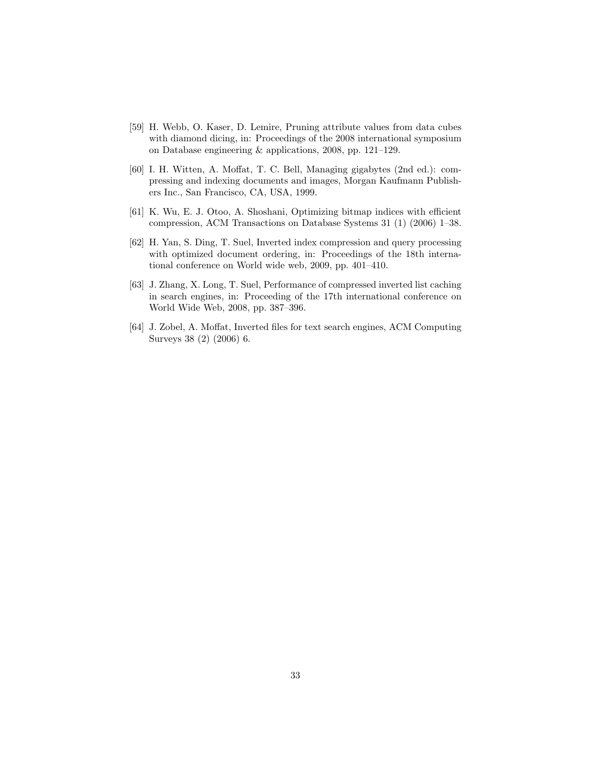[59] H. Webb, O. Kaser, D. Lemire, Pruning attribute values from data cubes with diamond dicing, in: Proceedings of the 2008 international symposium on Database engineering & applications, 2008, pp. 121–129.

[60] I. H. Witten, A. Moffat, T. C. Bell, Managing gigabytes (2nd ed.): compressing and indexing documents and images, Morgan Kaufmann Publishers Inc., San Francisco, CA, USA, 1999.

[61] K. Wu, E. J. Otoo, A. Shoshani, Optimizing bitmap indices with efficient compression, ACM Transactions on Database Systems 31 (1) (2006) 1–38.

[62] H. Yan, S. Ding, T. Suel, Inverted index compression and query processing with optimized document ordering, in: Proceedings of the 18th international conference on World wide web, 2009, pp. 401–410.

[63] J. Zhang, X. Long, T. Suel, Performance of compressed inverted list caching in search engines, in: Proceeding of the 17th international conference on World Wide Web, 2008, pp. 387–396.

[64] J. Zobel, A. Moffat, Inverted files for text search engines, ACM Computing Surveys 38 (2) (2006) 6.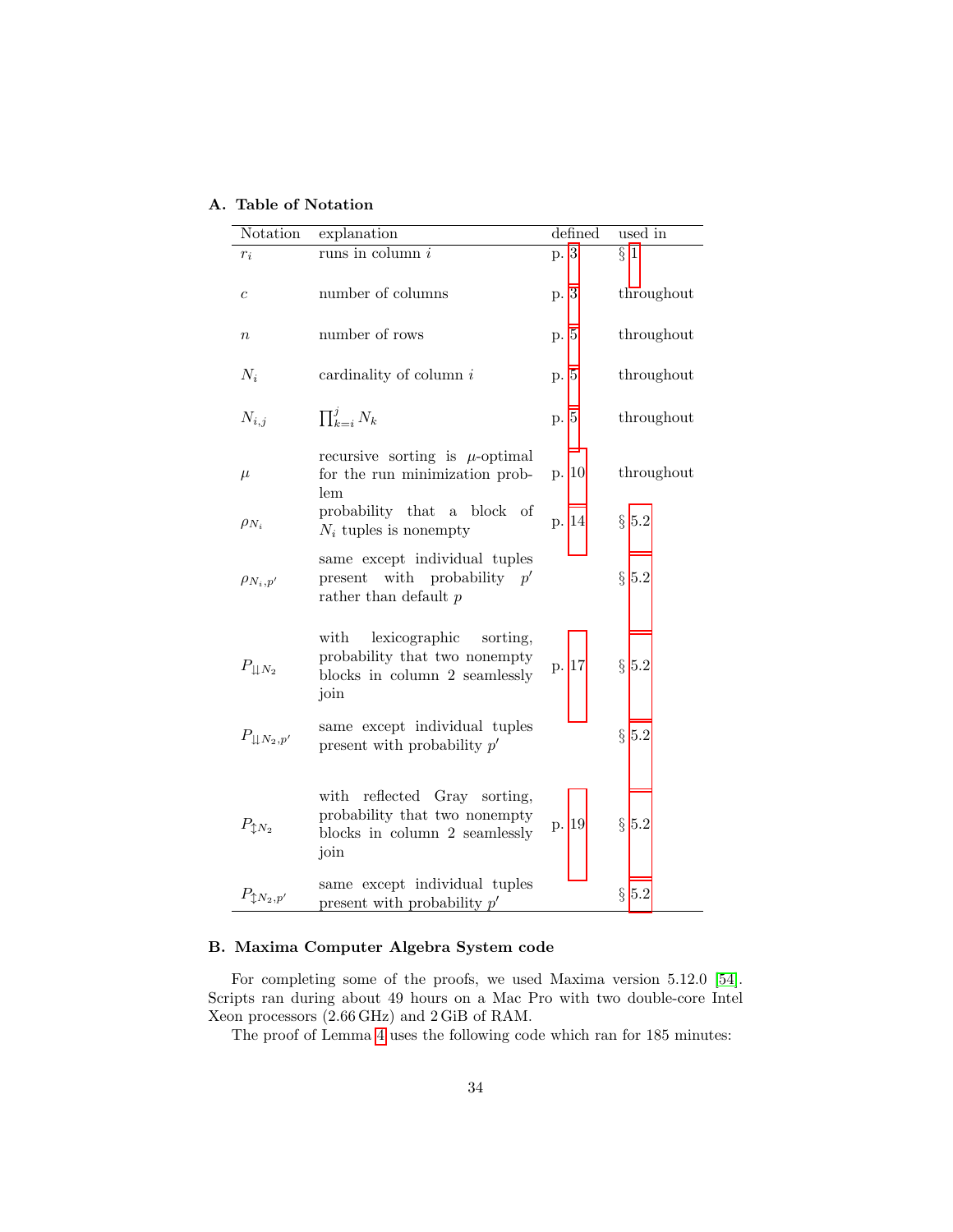## A. Table of Notation

| Notation | explanation | defined | used in |
|---|---|---|---|
| $r_i$ | runs in column $i$ | p. 3 | § 1 |
| $c$ | number of columns | p. 3 | throughout |
| $n$ | number of rows | p. 5 | throughout |
| $N_i$ | cardinality of column $i$ | p. 5 | throughout |
| $N_{i,j}$ | $\prod_{k=i}^{j} N_k$ | p. 5 | throughout |
| $\mu$ | recursive sorting is $\mu$-optimal for the run minimization problem | p. 10 | throughout |
| $\rho_{N_i}$ | probability that a block of $N_i$ tuples is nonempty | p. 14 | § 5.2 |
| $\rho_{N_i,p'}$ | same except individual tuples present with probability $p'$ rather than default $p$ | | § 5.2 |
| $P_{\downarrow\downarrow N_2}$ | with lexicographic sorting, probability that two nonempty blocks in column 2 seamlessly join | p. 17 | § 5.2 |
| $P_{\downarrow\downarrow N_2,p'}$ | same except individual tuples present with probability $p'$ | | § 5.2 |
| $P_{\updownarrow N_2}$ | with reflected Gray sorting, probability that two nonempty blocks in column 2 seamlessly join | p. 19 | § 5.2 |
| $P_{\updownarrow N_2,p'}$ | same except individual tuples present with probability $p'$ | | § 5.2 |

## B. Maxima Computer Algebra System code

For completing some of the proofs, we used Maxima version 5.12.0 [54]. Scripts ran during about 49 hours on a Mac Pro with two double-core Intel Xeon processors (2.66 GHz) and 2 GiB of RAM.

The proof of Lemma 4 uses the following code which ran for 185 minutes: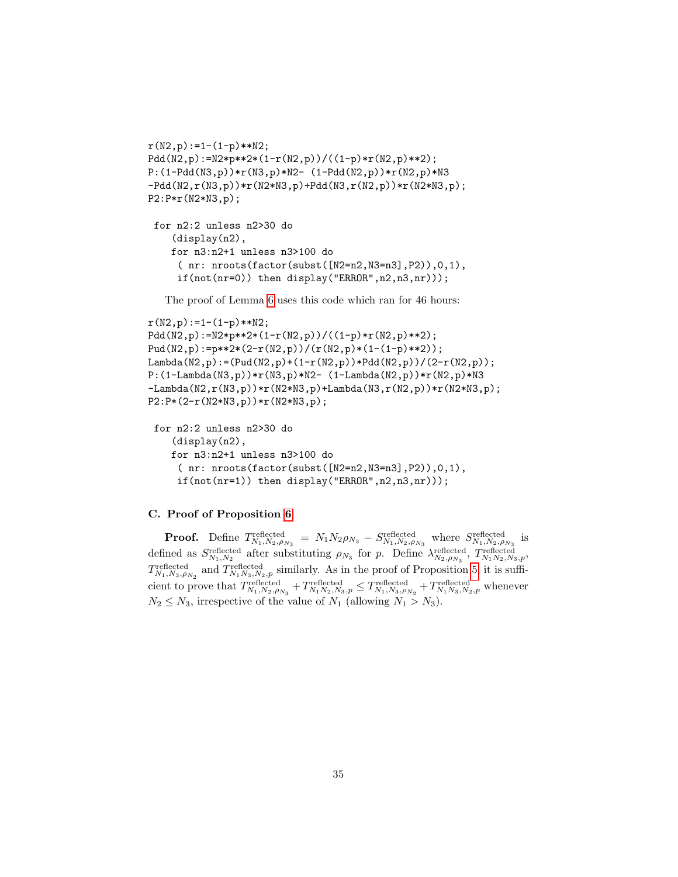```
r(N2,p):=1-(1-p)**N2;
Pdd(N2,p):=N2*p**2*(1-r(N2,p))/((1-p)*r(N2,p)**2);
P:(1-Pdd(N3,p))*r(N3,p)*N2- (1-Pdd(N2,p))*r(N2,p)*N3
-Pdd(N2,r(N3,p))*r(N2*N3,p)+Pdd(N3,r(N2,p))*r(N2*N3,p);
P2:P*r(N2*N3,p);

 for n2:2 unless n2>30 do
    (display(n2),
    for n3:n2+1 unless n3>100 do
     ( nr: nroots(factor(subst([N2=n2,N3=n3],P2)),0,1),
     if(not(nr=0)) then display("ERROR",n2,n3,nr)));
```

The proof of Lemma 6 uses this code which ran for 46 hours:

```
r(N2,p):=1-(1-p)**N2;
Pdd(N2,p):=N2*p**2*(1-r(N2,p))/((1-p)*r(N2,p)**2);
Pud(N2,p):=p**2*(2-r(N2,p))/(r(N2,p)*(1-(1-p)**2));
Lambda(N2,p):=(Pud(N2,p)+(1-r(N2,p))*Pdd(N2,p))/(2-r(N2,p));
P:(1-Lambda(N3,p))*r(N3,p)*N2- (1-Lambda(N2,p))*r(N2,p)*N3
-Lambda(N2,r(N3,p))*r(N2*N3,p)+Lambda(N3,r(N2,p))*r(N2*N3,p);
P2:P*(2-r(N2*N3,p))*r(N2*N3,p);

 for n2:2 unless n2>30 do
    (display(n2),
    for n3:n2+1 unless n3>100 do
     ( nr: nroots(factor(subst([N2=n2,N3=n3],P2)),0,1),
     if(not(nr=1)) then display("ERROR",n2,n3,nr)));
```

### C. Proof of Proposition 6

**Proof.** Define $T^{\text{reflected}}_{N_1,N_2,\rho_{N_3}} = N_1 N_2 \rho_{N_3} - S^{\text{reflected}}_{N_1,N_2,\rho_{N_3}}$ where $S^{\text{reflected}}_{N_1,N_2,\rho_{N_3}}$ is defined as $S^{\text{reflected}}_{N_1,N_2}$ after substituting $\rho_{N_3}$ for $p$. Define $\lambda^{\text{reflected}}_{N_2,\rho_{N_3}}$, $T^{\text{reflected}}_{N_1 N_2,N_3,p}$, $T^{\text{reflected}}_{N_1,N_3,\rho_{N_2}}$ and $T^{\text{reflected}}_{N_1 N_3,N_2,p}$ similarly. As in the proof of Proposition 5 it is sufficient to prove that $T^{\text{reflected}}_{N_1,N_2,\rho_{N_3}} + T^{\text{reflected}}_{N_1 N_2,N_3,p} \leq T^{\text{reflected}}_{N_1,N_3,\rho_{N_2}} + T^{\text{reflected}}_{N_1 N_3,N_2,p}$ whenever $N_2 \leq N_3$, irrespective of the value of $N_1$ (allowing $N_1 > N_3$).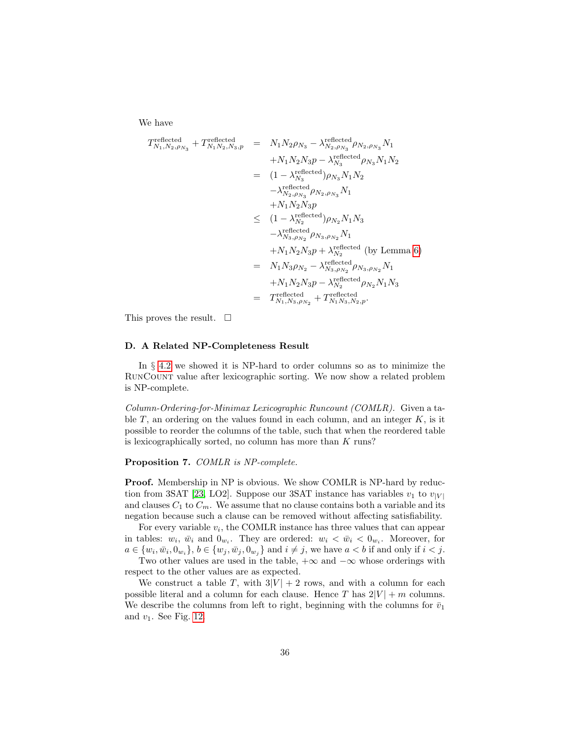We have

$$
\begin{aligned}
T^{\text{reflected}}_{N_1,N_2,\rho_{N_3}} + T^{\text{reflected}}_{N_1N_2,N_3,p} &= N_1N_2\rho_{N_3} - \lambda^{\text{reflected}}_{N_2,\rho_{N_3}}\rho_{N_2,\rho_{N_3}}N_1 \\
&\quad + N_1N_2N_3p - \lambda^{\text{reflected}}_{N_3}\rho_{N_3}N_1N_2 \\
&= (1-\lambda^{\text{reflected}}_{N_3})\rho_{N_3}N_1N_2 \\
&\quad - \lambda^{\text{reflected}}_{N_2,\rho_{N_3}}\rho_{N_2,\rho_{N_3}}N_1 \\
&\quad + N_1N_2N_3p \\
&\leq (1-\lambda^{\text{reflected}}_{N_2})\rho_{N_2}N_1N_3 \\
&\quad - \lambda^{\text{reflected}}_{N_3,\rho_{N_2}}\rho_{N_3,\rho_{N_2}}N_1 \\
&\quad + N_1N_2N_3p + \lambda^{\text{reflected}}_{N_2} \text{ (by Lemma 6)} \\
&= N_1N_3\rho_{N_2} - \lambda^{\text{reflected}}_{N_3,\rho_{N_2}}\rho_{N_3,\rho_{N_2}}N_1 \\
&\quad + N_1N_2N_3p - \lambda^{\text{reflected}}_{N_2}\rho_{N_2}N_1N_3 \\
&= T^{\text{reflected}}_{N_1,N_3,\rho_{N_2}} + T^{\text{reflected}}_{N_1N_3,N_2,p}.
\end{aligned}
$$

This proves the result. □

## D. A Related NP-Completeness Result

In § 4.2 we showed it is NP-hard to order columns so as to minimize the RunCount value after lexicographic sorting. We now show a related problem is NP-complete.

*Column-Ordering-for-Minimax Lexicographic Runcount (COMLR).* Given a table $T$, an ordering on the values found in each column, and an integer $K$, is it possible to reorder the columns of the table, such that when the reordered table is lexicographically sorted, no column has more than $K$ runs?

**Proposition 7.** *COMLR is NP-complete.*

**Proof.** Membership in NP is obvious. We show COMLR is NP-hard by reduction from 3SAT [23, LO2]. Suppose our 3SAT instance has variables $v_1$ to $v_{|V|}$ and clauses $C_1$ to $C_m$. We assume that no clause contains both a variable and its negation because such a clause can be removed without affecting satisfiability.

For every variable $v_i$, the COMLR instance has three values that can appear in tables: $w_i$, $\bar{w}_i$ and $0_{w_i}$. They are ordered: $w_i < \bar{w}_i < 0_{w_i}$. Moreover, for $a \in \{w_i, \bar{w}_i, 0_{w_i}\}$, $b \in \{w_j, \bar{w}_j, 0_{w_j}\}$ and $i \neq j$, we have $a < b$ if and only if $i < j$.

Two other values are used in the table, $+\infty$ and $-\infty$ whose orderings with respect to the other values are as expected.

We construct a table $T$, with $3|V| + 2$ rows, and with a column for each possible literal and a column for each clause. Hence $T$ has $2|V| + m$ columns. We describe the columns from left to right, beginning with the columns for $\bar{v}_1$ and $v_1$. See Fig. 12.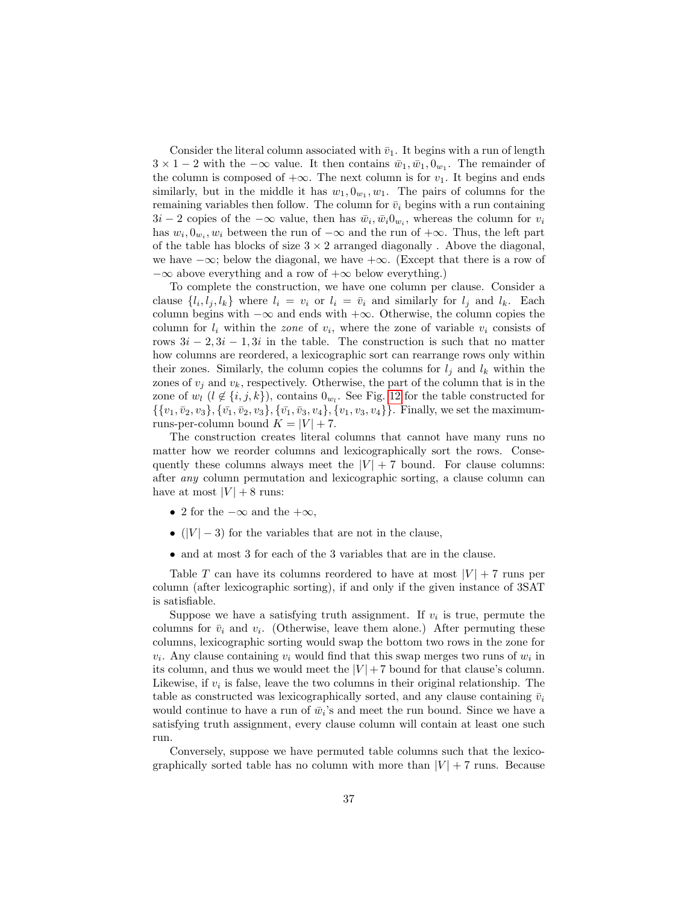Consider the literal column associated with $\bar{v}_1$. It begins with a run of length $3 \times 1 - 2$ with the $-\infty$ value. It then contains $\bar{w}_1, \bar{w}_1, 0_{w_1}$. The remainder of the column is composed of $+\infty$. The next column is for $v_1$. It begins and ends similarly, but in the middle it has $w_1, 0_{w_1}, w_1$. The pairs of columns for the remaining variables then follow. The column for $\bar{v}_i$ begins with a run containing $3i - 2$ copies of the $-\infty$ value, then has $\bar{w}_i, \bar{w}_i 0_{w_i}$, whereas the column for $v_i$ has $w_i, 0_{w_i}, w_i$ between the run of $-\infty$ and the run of $+\infty$. Thus, the left part of the table has blocks of size $3 \times 2$ arranged diagonally . Above the diagonal, we have $-\infty$; below the diagonal, we have $+\infty$. (Except that there is a row of $-\infty$ above everything and a row of $+\infty$ below everything.)

To complete the construction, we have one column per clause. Consider a clause $\{l_i, l_j, l_k\}$ where $l_i = v_i$ or $l_i = \bar{v}_i$ and similarly for $l_j$ and $l_k$. Each column begins with $-\infty$ and ends with $+\infty$. Otherwise, the column copies the column for $l_i$ within the *zone* of $v_i$, where the zone of variable $v_i$ consists of rows $3i - 2, 3i - 1, 3i$ in the table. The construction is such that no matter how columns are reordered, a lexicographic sort can rearrange rows only within their zones. Similarly, the column copies the columns for $l_j$ and $l_k$ within the zones of $v_j$ and $v_k$, respectively. Otherwise, the part of the column that is in the zone of $w_l$ ($l \notin \{i, j, k\}$), contains $0_{w_l}$. See Fig. 12 for the table constructed for $\{\{v_1, \bar{v}_2, v_3\}, \{\bar{v}_1, \bar{v}_2, v_3\}, \{\bar{v}_1, \bar{v}_3, v_4\}, \{v_1, v_3, v_4\}\}$. Finally, we set the maximum-runs-per-column bound $K = |V| + 7$.

The construction creates literal columns that cannot have many runs no matter how we reorder columns and lexicographically sort the rows. Consequently these columns always meet the $|V| + 7$ bound. For clause columns: after *any* column permutation and lexicographic sorting, a clause column can have at most $|V| + 8$ runs:

- 2 for the $-\infty$ and the $+\infty$,
- $(|V| - 3)$ for the variables that are not in the clause,
- and at most 3 for each of the 3 variables that are in the clause.

Table $T$ can have its columns reordered to have at most $|V| + 7$ runs per column (after lexicographic sorting), if and only if the given instance of 3SAT is satisfiable.

Suppose we have a satisfying truth assignment. If $v_i$ is true, permute the columns for $\bar{v}_i$ and $v_i$. (Otherwise, leave them alone.) After permuting these columns, lexicographic sorting would swap the bottom two rows in the zone for $v_i$. Any clause containing $v_i$ would find that this swap merges two runs of $w_i$ in its column, and thus we would meet the $|V| + 7$ bound for that clause's column. Likewise, if $v_i$ is false, leave the two columns in their original relationship. The table as constructed was lexicographically sorted, and any clause containing $\bar{v}_i$ would continue to have a run of $\bar{w}_i$'s and meet the run bound. Since we have a satisfying truth assignment, every clause column will contain at least one such run.

Conversely, suppose we have permuted table columns such that the lexicographically sorted table has no column with more than $|V| + 7$ runs. Because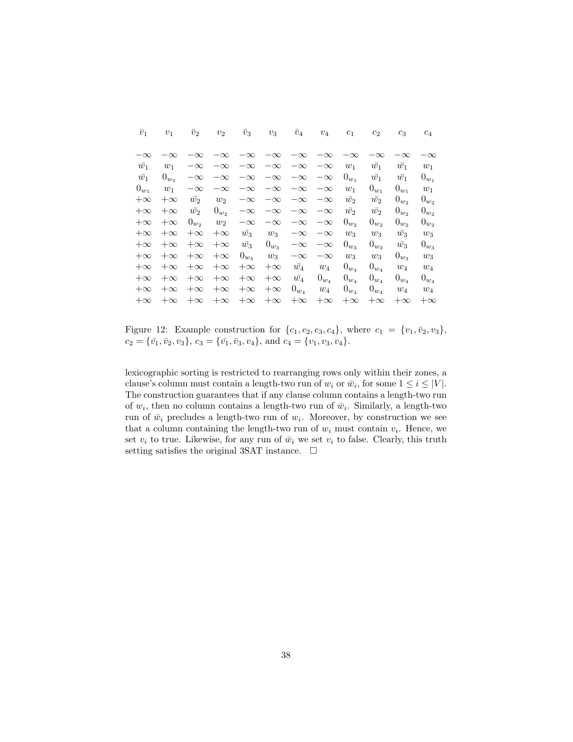| $\bar{v}_1$ | $v_1$ | $\bar{v}_2$ | $v_2$ | $\bar{v}_3$ | $v_3$ | $\bar{v}_4$ | $v_4$ | $c_1$ | $c_2$ | $c_3$ | $c_4$ |
|---|---|---|---|---|---|---|---|---|---|---|---|
| $-\infty$ | $-\infty$ | $-\infty$ | $-\infty$ | $-\infty$ | $-\infty$ | $-\infty$ | $-\infty$ | $-\infty$ | $-\infty$ | $-\infty$ | $-\infty$ |
| $\bar{w_1}$ | $w_1$ | $-\infty$ | $-\infty$ | $-\infty$ | $-\infty$ | $-\infty$ | $-\infty$ | $w_1$ | $\bar{w_1}$ | $\bar{w_1}$ | $w_1$ |
| $\bar{w_1}$ | $0_{w_1}$ | $-\infty$ | $-\infty$ | $-\infty$ | $-\infty$ | $-\infty$ | $-\infty$ | $0_{w_1}$ | $\bar{w_1}$ | $\bar{w_1}$ | $0_{w_1}$ |
| $0_{w_1}$ | $w_1$ | $-\infty$ | $-\infty$ | $-\infty$ | $-\infty$ | $-\infty$ | $-\infty$ | $w_1$ | $0_{w_1}$ | $0_{w_1}$ | $w_1$ |
| $+\infty$ | $+\infty$ | $\bar{w_2}$ | $w_2$ | $-\infty$ | $-\infty$ | $-\infty$ | $-\infty$ | $\bar{w_2}$ | $\bar{w_2}$ | $0_{w_2}$ | $0_{w_2}$ |
| $+\infty$ | $+\infty$ | $\bar{w_2}$ | $0_{w_2}$ | $-\infty$ | $-\infty$ | $-\infty$ | $-\infty$ | $\bar{w_2}$ | $\bar{w_2}$ | $0_{w_2}$ | $0_{w_2}$ |
| $+\infty$ | $+\infty$ | $0_{w_2}$ | $w_2$ | $-\infty$ | $-\infty$ | $-\infty$ | $-\infty$ | $0_{w_2}$ | $0_{w_2}$ | $0_{w_2}$ | $0_{w_2}$ |
| $+\infty$ | $+\infty$ | $+\infty$ | $+\infty$ | $\bar{w_3}$ | $w_3$ | $-\infty$ | $-\infty$ | $w_3$ | $w_3$ | $\bar{w_3}$ | $w_3$ |
| $+\infty$ | $+\infty$ | $+\infty$ | $+\infty$ | $\bar{w_3}$ | $0_{w_3}$ | $-\infty$ | $-\infty$ | $0_{w_3}$ | $0_{w_3}$ | $\bar{w_3}$ | $0_{w_3}$ |
| $+\infty$ | $+\infty$ | $+\infty$ | $+\infty$ | $0_{w_3}$ | $w_3$ | $-\infty$ | $-\infty$ | $w_3$ | $w_3$ | $0_{w_3}$ | $w_3$ |
| $+\infty$ | $+\infty$ | $+\infty$ | $+\infty$ | $+\infty$ | $+\infty$ | $\bar{w_4}$ | $w_4$ | $0_{w_4}$ | $0_{w_4}$ | $w_4$ | $w_4$ |
| $+\infty$ | $+\infty$ | $+\infty$ | $+\infty$ | $+\infty$ | $+\infty$ | $\bar{w_4}$ | $0_{w_4}$ | $0_{w_4}$ | $0_{w_4}$ | $0_{w_4}$ | $0_{w_4}$ |
| $+\infty$ | $+\infty$ | $+\infty$ | $+\infty$ | $+\infty$ | $+\infty$ | $0_{w_4}$ | $w_4$ | $0_{w_4}$ | $0_{w_4}$ | $w_4$ | $w_4$ |
| $+\infty$ | $+\infty$ | $+\infty$ | $+\infty$ | $+\infty$ | $+\infty$ | $+\infty$ | $+\infty$ | $+\infty$ | $+\infty$ | $+\infty$ | $+\infty$ |

Figure 12: Example construction for $\{c_1, c_2, c_3, c_4\}$, where $c_1 = \{v_1, \bar{v}_2, v_3\}$, $c_2 = \{\bar{v_1}, \bar{v}_2, v_3\}$, $c_3 = \{\bar{v_1}, \bar{v}_3, v_4\}$, and $c_4 = \{v_1, v_3, v_4\}$.

lexicographic sorting is restricted to rearranging rows only within their zones, a clause's column must contain a length-two run of $w_i$ or $\bar{w}_i$, for some $1 \leq i \leq |V|$. The construction guarantees that if any clause column contains a length-two run of $w_i$, then no column contains a length-two run of $\bar{w}_i$. Similarly, a length-two run of $\bar{w}_i$ precludes a length-two run of $w_i$. Moreover, by construction we see that a column containing the length-two run of $w_i$ must contain $v_i$. Hence, we set $v_i$ to true. Likewise, for any run of $\bar{w}_i$ we set $v_i$ to false. Clearly, this truth setting satisfies the original 3SAT instance. $\square$